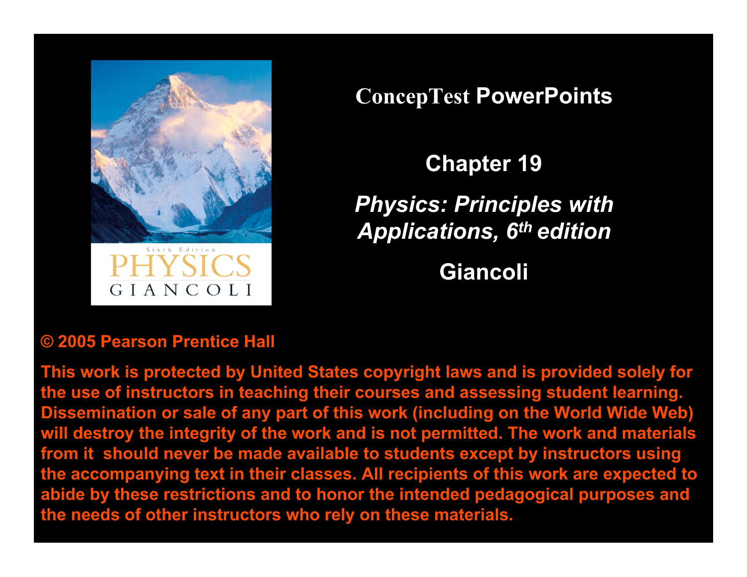# ConcepTest PowerPoints

## Chapter 19

## *Physics: Principles with Applications, 6th edition*

## Giancoli

**© 2005 Pearson Prentice Hall**

**This work is protected by United States copyright laws and is provided solely for the use of instructors in teaching their courses and assessing student learning. Dissemination or sale of any part of this work (including on the World Wide Web) will destroy the integrity of the work and is not permitted. The work and materials from it should never be made available to students except by instructors using the accompanying text in their classes. All recipients of this work are expected to abide by these restrictions and to honor the intended pedagogical purposes and the needs of other instructors who rely on these materials.**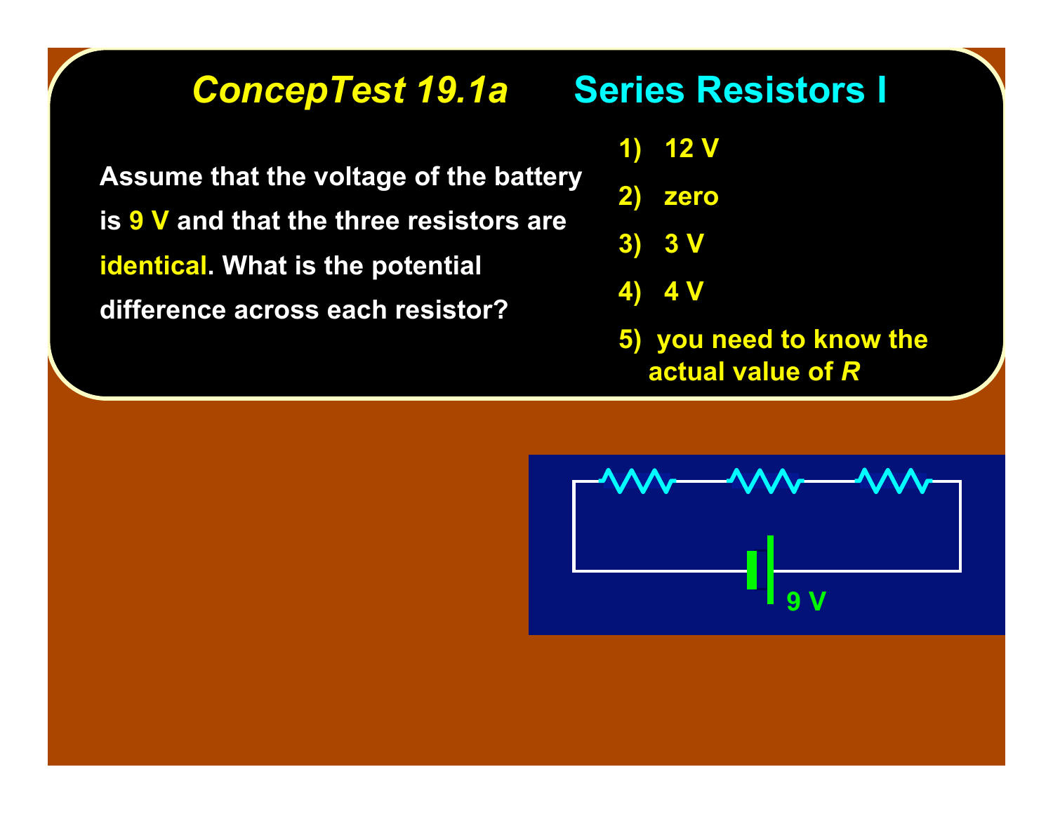# *ConcepTest 19.1a* Series Resistors I

Assume that the voltage of the battery is **9 V** and that the three resistors are **identical**. What is the potential difference across each resistor?

1) 12 V
2) zero
3) 3 V
4) 4 V
5) you need to know the actual value of *R*

9 V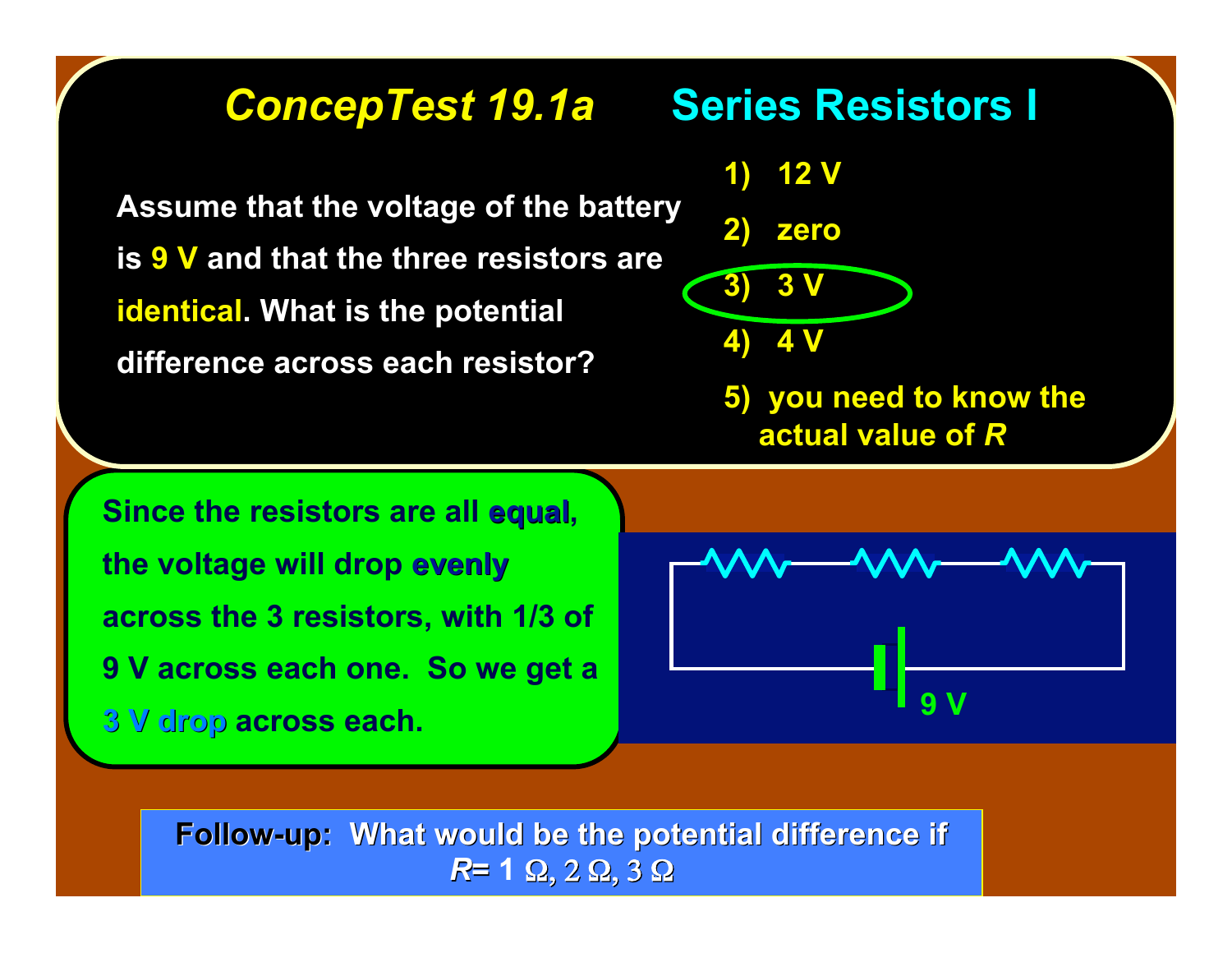# *ConcepTest 19.1a* Series Resistors I

Assume that the voltage of the battery is **9 V** and that the three resistors are **identical**. What is the potential difference across each resistor?

1) 12 V
2) zero
3) 3 V
4) 4 V
5) you need to know the actual value of *R*

Since the resistors are all **equal**, the voltage will drop **evenly** across the 3 resistors, with 1/3 of 9 V across each one. So we get a **3 V drop** across each.

9 V

**Follow-up: What would be the potential difference if *R* = 1 Ω, 2 Ω, 3 Ω**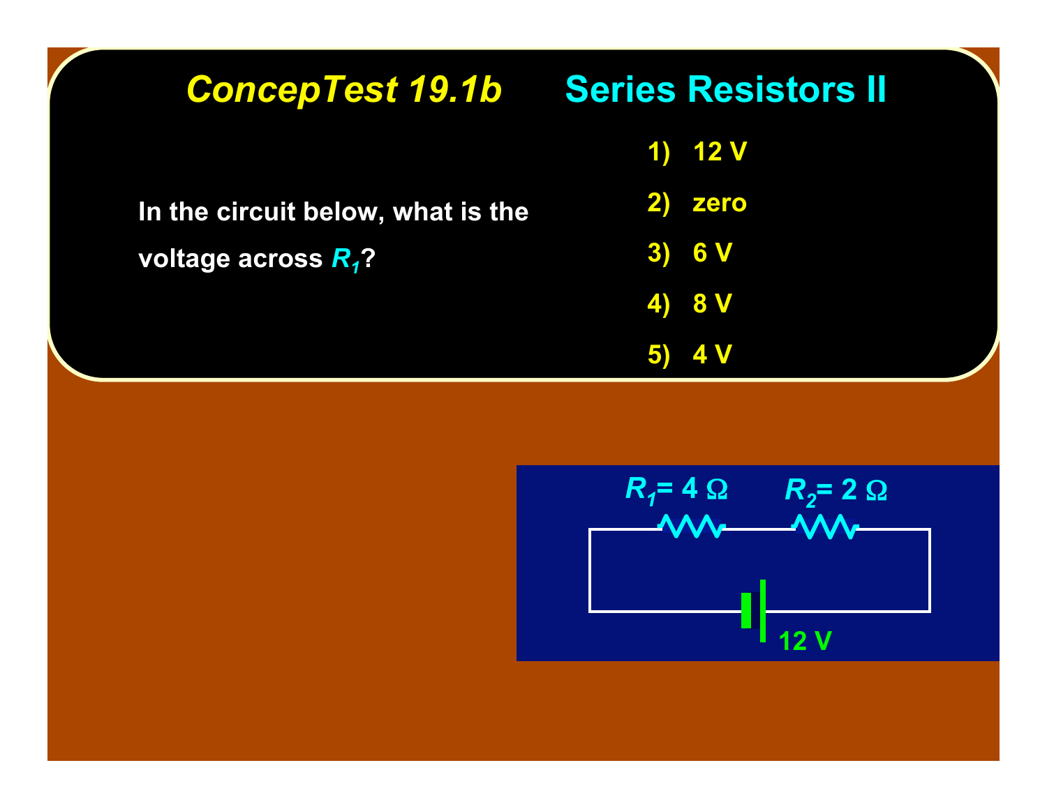# ConcepTest 19.1b Series Resistors II

In the circuit below, what is the voltage across $R_1$?

1) 12 V
2) zero
3) 6 V
4) 8 V
5) 4 V

$R_1 = 4\ \Omega$ $R_2 = 2\ \Omega$

12 V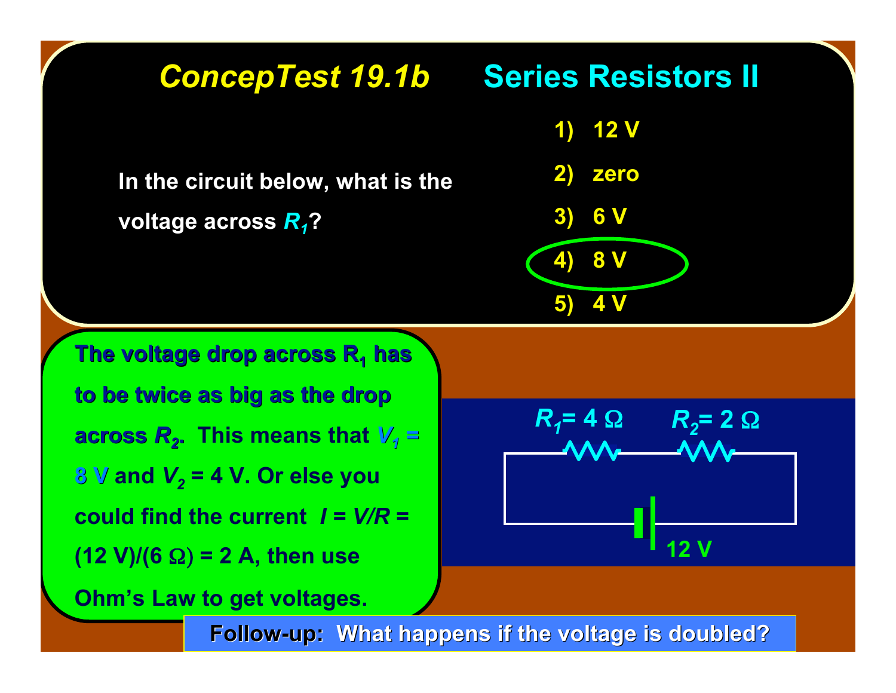## *ConcepTest 19.1b* Series Resistors II

In the circuit below, what is the voltage across $R_1$?

1) 12 V
2) zero
3) 6 V
4) 8 V
5) 4 V

$R_1 = 4\ \Omega$ $R_2 = 2\ \Omega$

12 V

**The voltage drop across $R_1$ has to be twice as big as the drop across $R_2$. This means that $V_1 = 8$ V and $V_2 = 4$ V. Or else you could find the current $I = V/R = (12\text{ V})/(6\ \Omega) = 2$ A, then use Ohm's Law to get voltages.**

**Follow-up: What happens if the voltage is doubled?**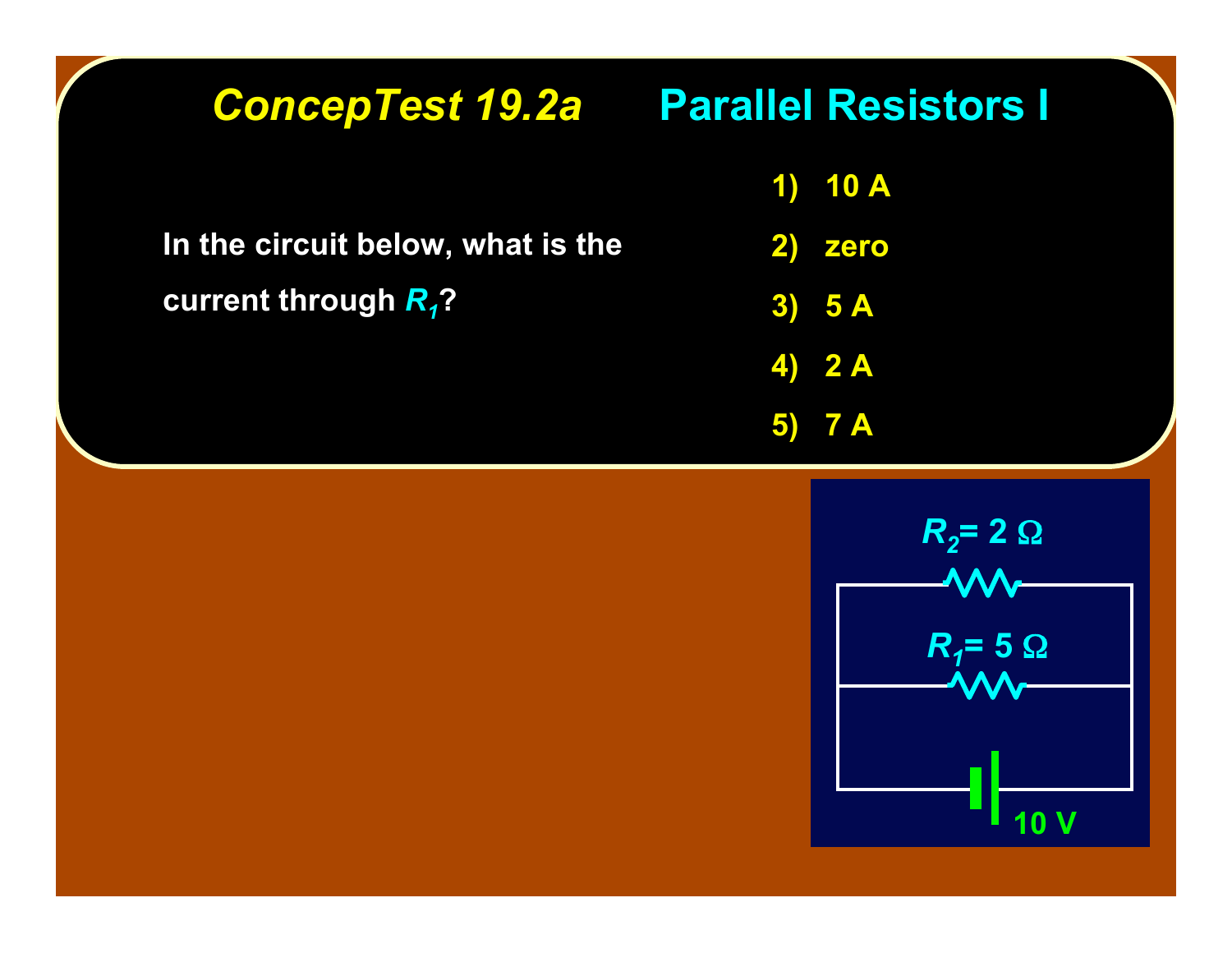# *ConcepTest 19.2a* Parallel Resistors I

In the circuit below, what is the current through $R_1$?

1) 10 A
2) zero
3) 5 A
4) 2 A
5) 7 A

$R_2 = 2\ \Omega$

$R_1 = 5\ \Omega$

10 V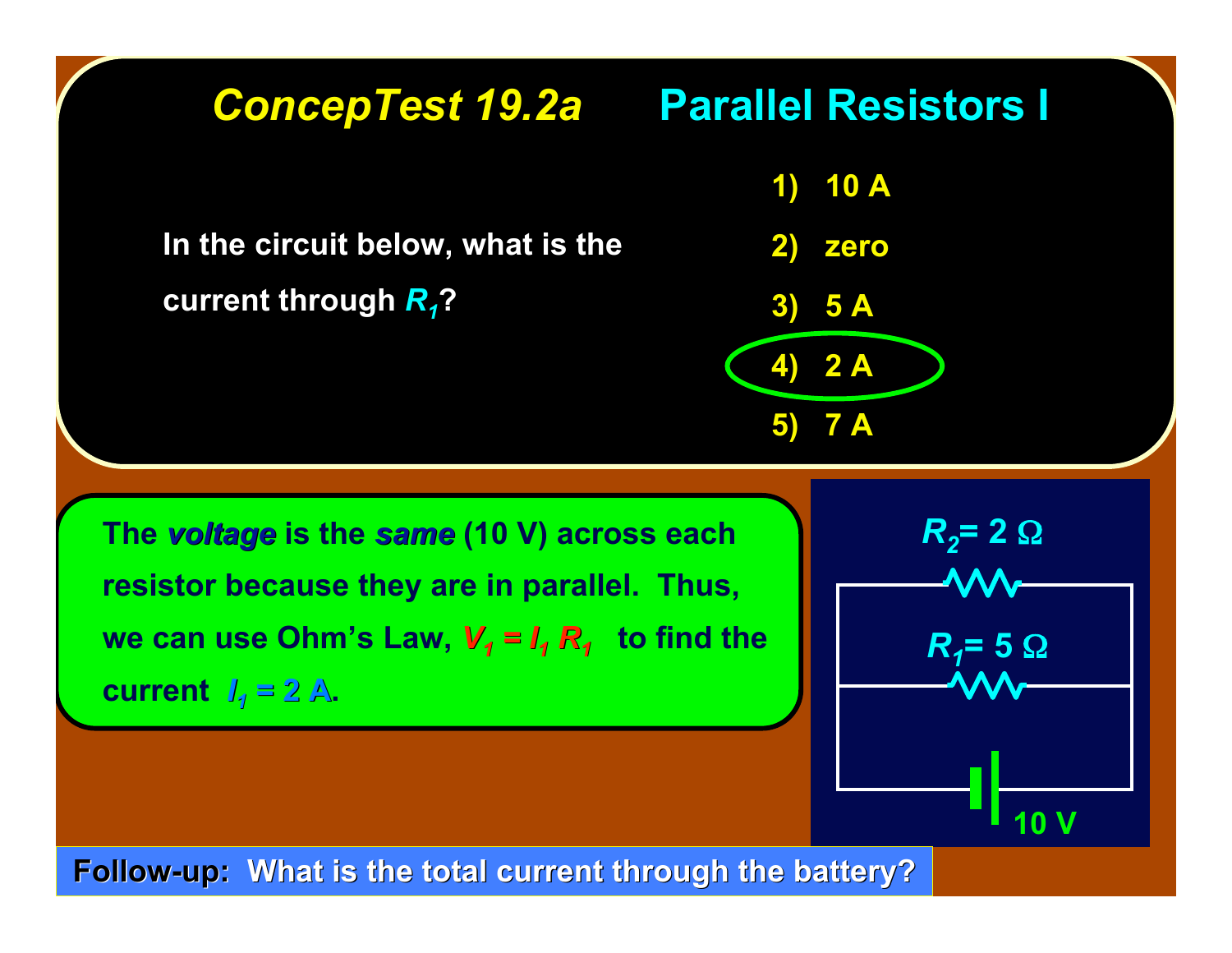# *ConcepTest 19.2a* Parallel Resistors I

In the circuit below, what is the current through $R_1$?

1) 10 A
2) zero
3) 5 A
4) 2 A
5) 7 A

The ***voltage*** is the ***same*** (10 V) across each resistor because they are in parallel. Thus, we can use Ohm's Law, $V_1 = I_1 R_1$ to find the current $I_1 = 2$ A.

$R_2 = 2\ \Omega$

$R_1 = 5\ \Omega$

10 V

**Follow-up: What is the total current through the battery?**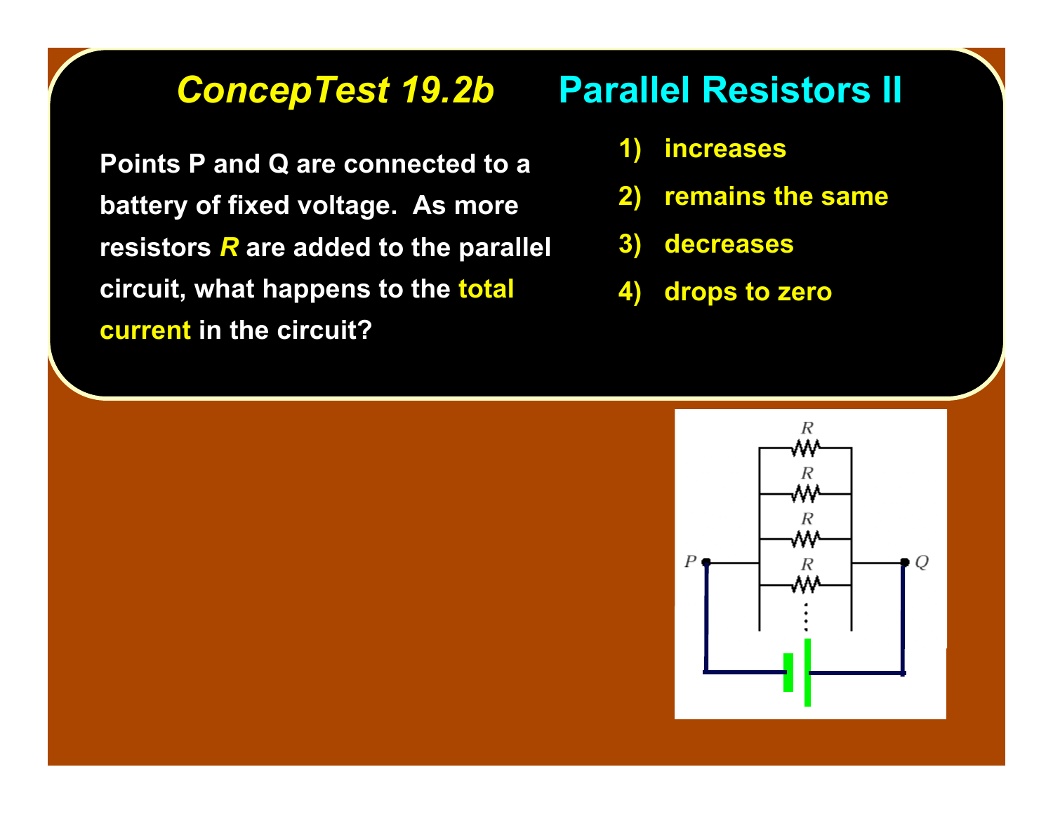## *ConcepTest 19.2b* Parallel Resistors II

Points P and Q are connected to a battery of fixed voltage. As more resistors *R* are added to the parallel circuit, what happens to the **total current** in the circuit?

1) increases
2) remains the same
3) decreases
4) drops to zero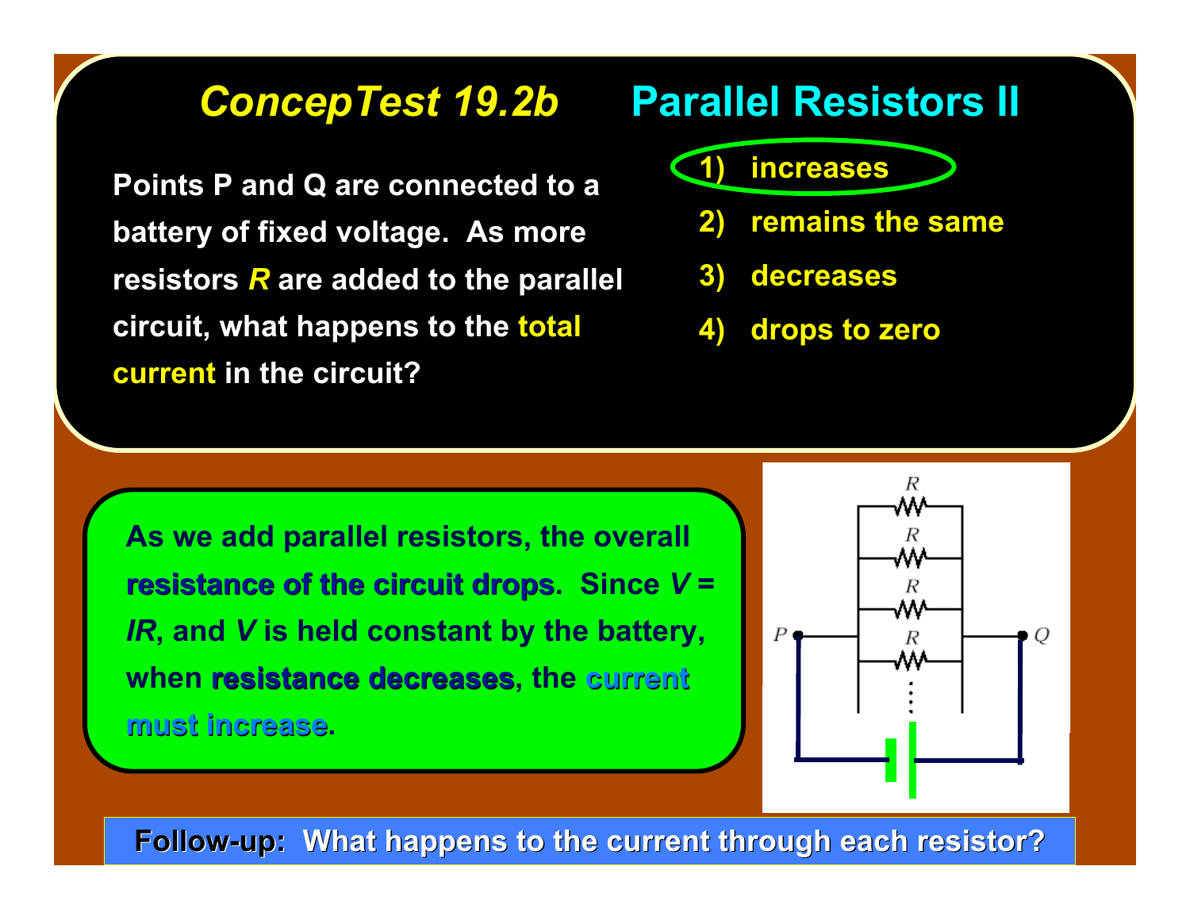# *ConcepTest 19.2b* Parallel Resistors II

Points P and Q are connected to a battery of fixed voltage. As more resistors *R* are added to the parallel circuit, what happens to the **total current** in the circuit?

1) increases
2) remains the same
3) decreases
4) drops to zero

As we add parallel resistors, the overall **resistance of the circuit drops.** Since $V = IR$, and $V$ is held constant by the battery, when **resistance decreases**, the **current must increase**.

**Follow-up: What happens to the current through each resistor?**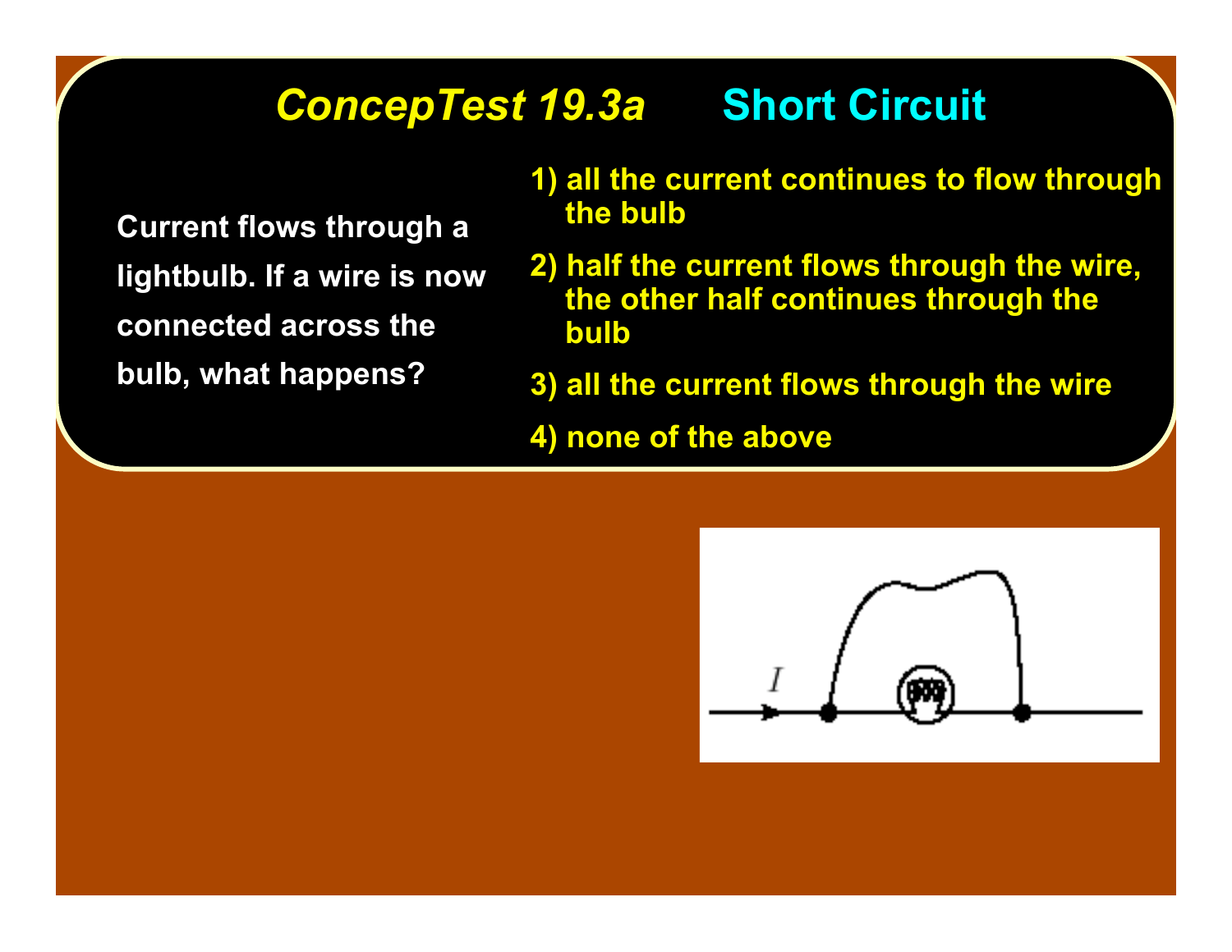## *ConcepTest 19.3a* Short Circuit

Current flows through a lightbulb. If a wire is now connected across the bulb, what happens?

1) all the current continues to flow through the bulb
2) half the current flows through the wire, the other half continues through the bulb
3) all the current flows through the wire
4) none of the above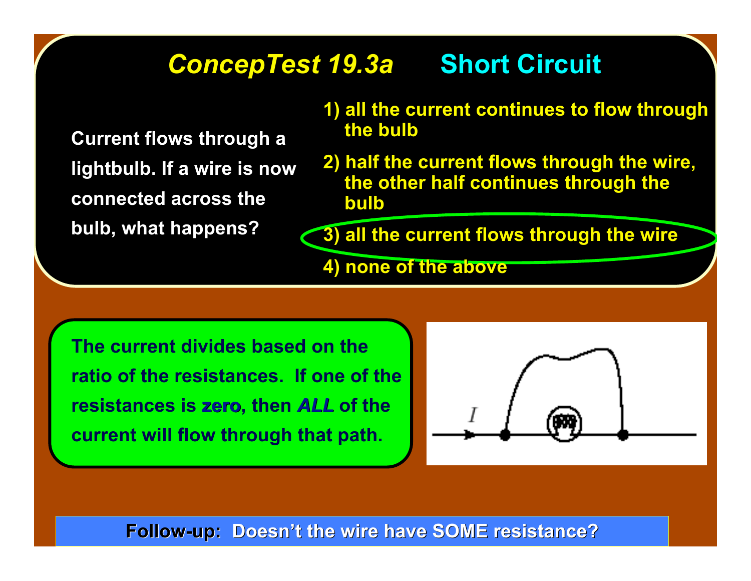# *ConcepTest 19.3a* Short Circuit

Current flows through a lightbulb. If a wire is now connected across the bulb, what happens?

1) all the current continues to flow through the bulb
2) half the current flows through the wire, the other half continues through the bulb
3) all the current flows through the wire
4) none of the above

The current divides based on the ratio of the resistances. If one of the resistances is **zero**, then ***ALL*** of the current will flow through that path.

**Follow-up: Doesn't the wire have SOME resistance?**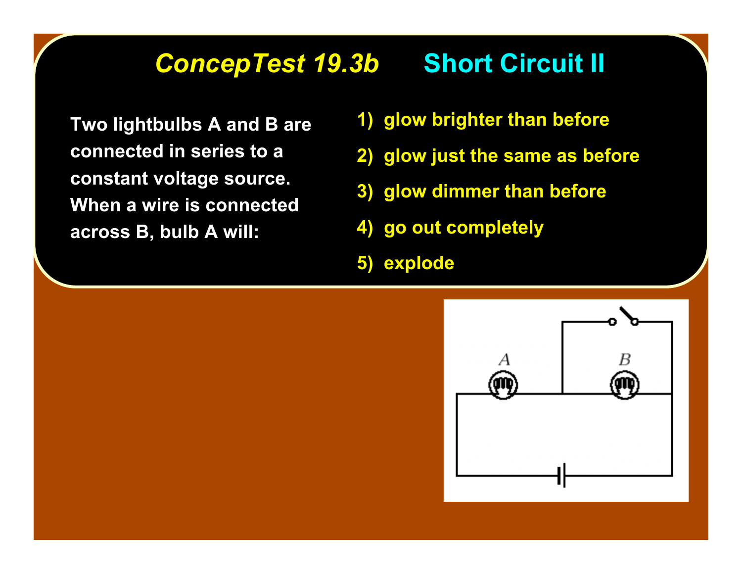# *ConcepTest 19.3b* Short Circuit II

Two lightbulbs A and B are connected in series to a constant voltage source. When a wire is connected across B, bulb A will:

1) glow brighter than before
2) glow just the same as before
3) glow dimmer than before
4) go out completely
5) explode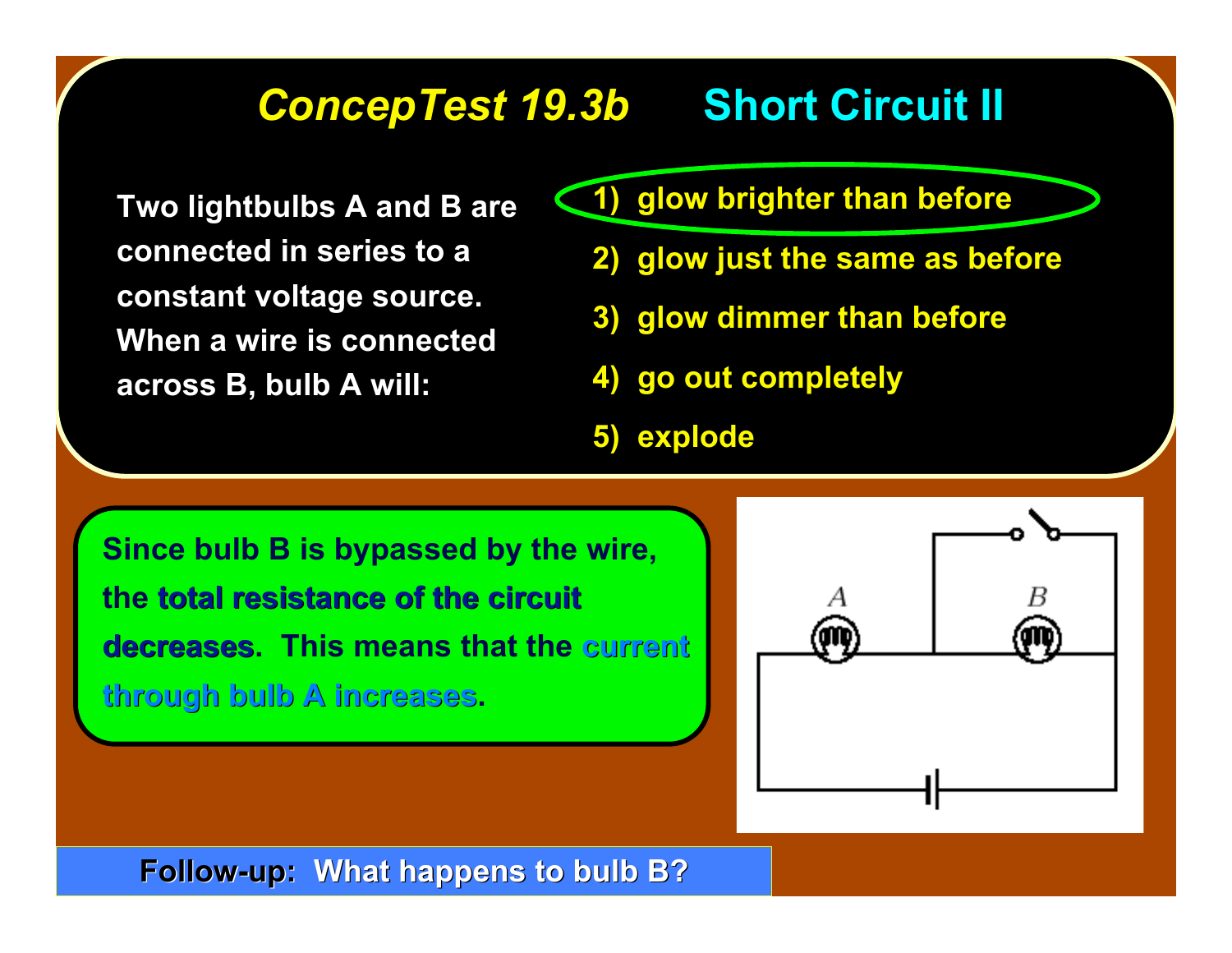# *ConcepTest 19.3b* Short Circuit II

Two lightbulbs A and B are connected in series to a constant voltage source. When a wire is connected across B, bulb A will:

1) glow brighter than before
2) glow just the same as before
3) glow dimmer than before
4) go out completely
5) explode

Since bulb B is bypassed by the wire, the **total resistance of the circuit decreases**. This means that the **current through bulb A increases**.

**Follow-up: What happens to bulb B?**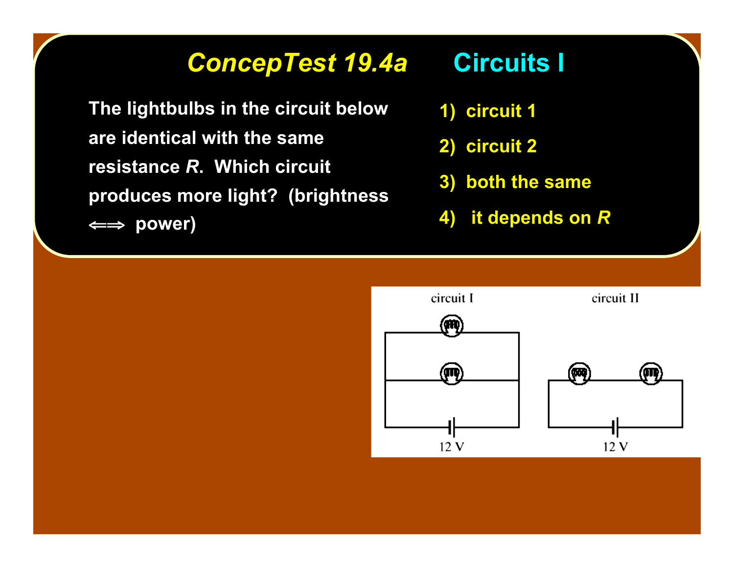# *ConcepTest 19.4a* Circuits I

The lightbulbs in the circuit below are identical with the same resistance *R*. Which circuit produces more light? (brightness ⟺ power)

1) circuit 1
2) circuit 2
3) both the same
4) it depends on *R*

circuit I

circuit II

12 V

12 V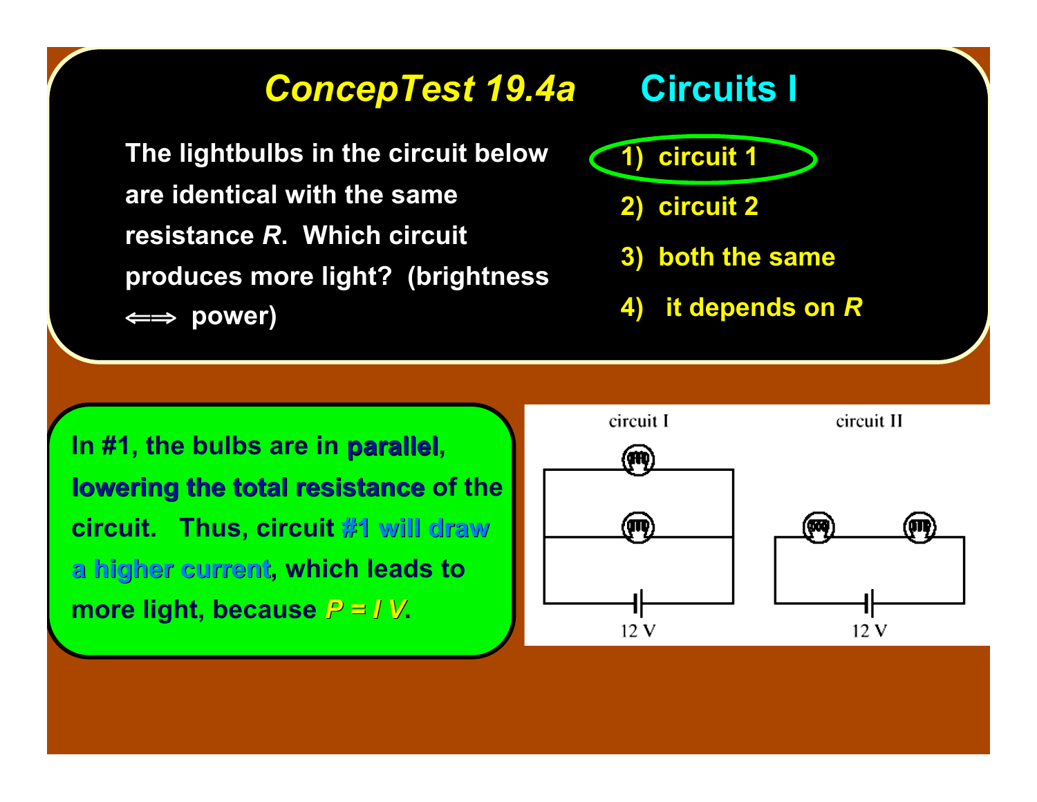# *ConcepTest 19.4a* Circuits I

The lightbulbs in the circuit below are identical with the same resistance *R*. Which circuit produces more light? (brightness ⟺ power)

1) circuit 1
2) circuit 2
3) both the same
4) it depends on *R*

circuit I

circuit II

12 V

12 V

In #1, the bulbs are in **parallel**, **lowering the total resistance** of the circuit. Thus, circuit **#1 will draw a higher current**, which leads to more light, because $P = I\,V$.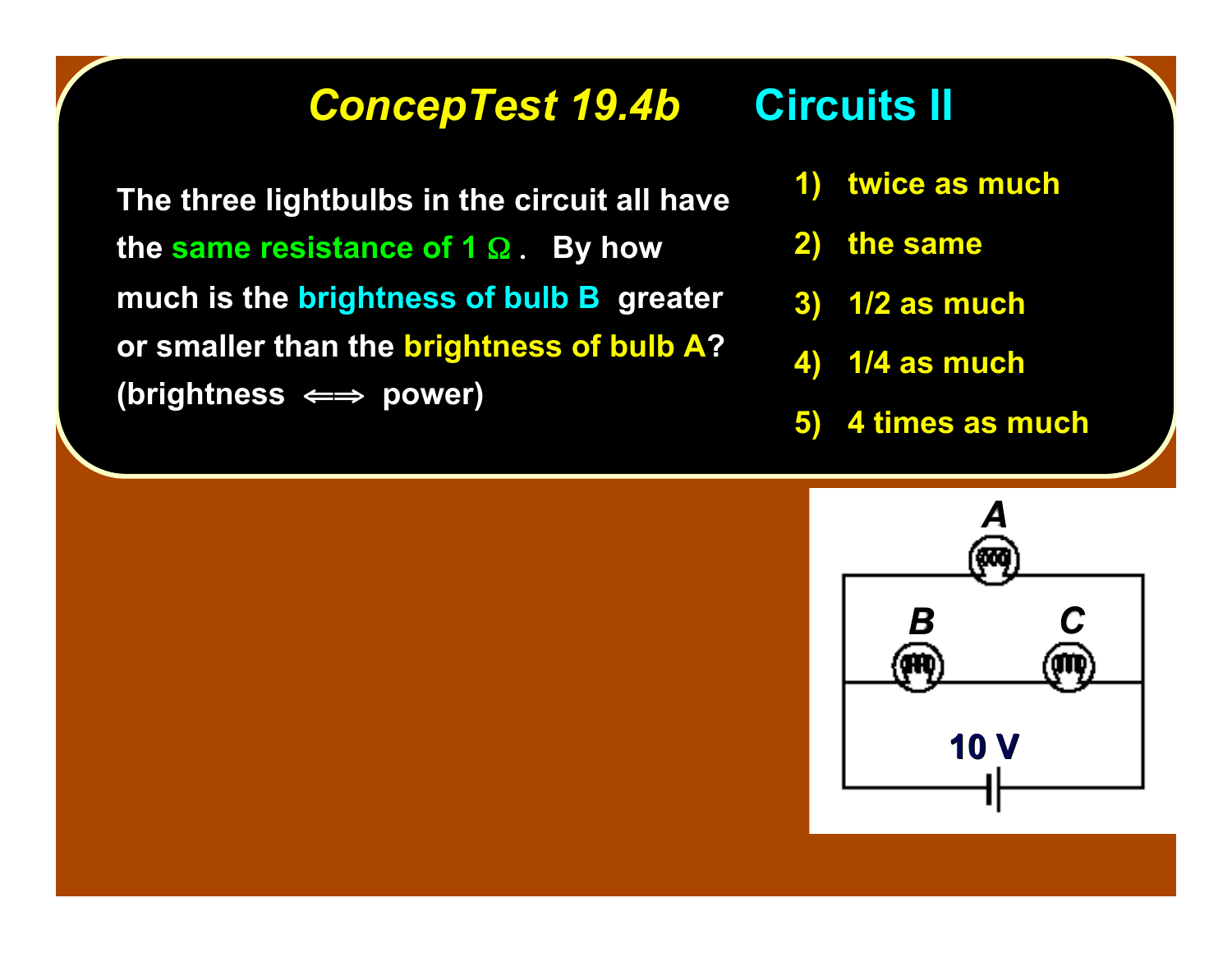## *ConcepTest 19.4b* Circuits II

The three lightbulbs in the circuit all have the same resistance of 1 Ω. By how much is the brightness of bulb B greater or smaller than the brightness of bulb A? (brightness ⟺ power)

1) twice as much
2) the same
3) 1/2 as much
4) 1/4 as much
5) 4 times as much

A

B C

10 V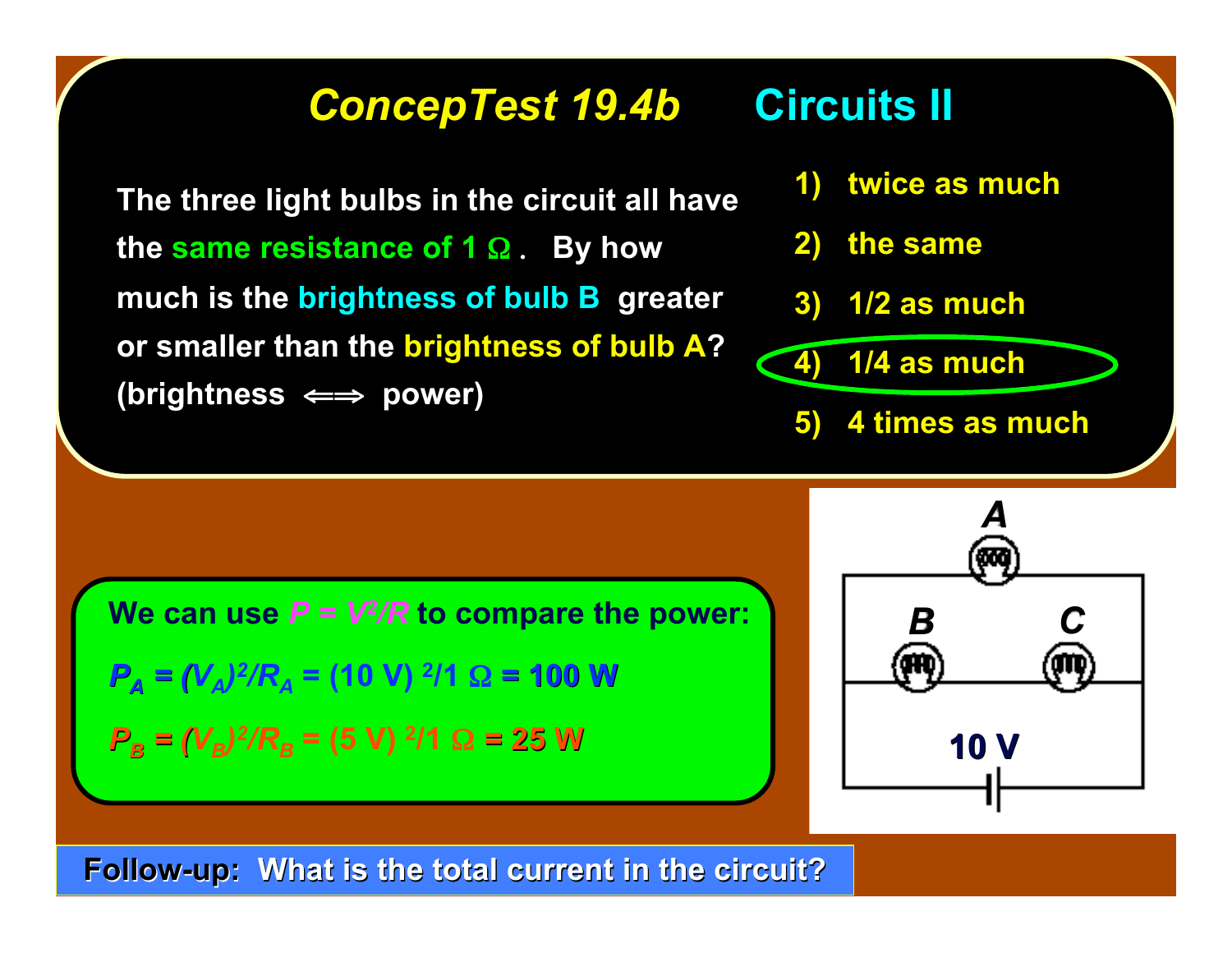# ConcepTest 19.4b Circuits II

The three light bulbs in the circuit all have the same resistance of 1 Ω. By how much is the brightness of bulb B greater or smaller than the brightness of bulb A? (brightness ⟺ power)

1) twice as much
2) the same
3) 1/2 as much
4) 1/4 as much
5) 4 times as much

A

B C

10 V

We can use $P = V^2/R$ to compare the power:

$P_A = (V_A)^2/R_A = (10\text{ V})^2/1\ \Omega = 100\text{ W}$

$P_B = (V_B)^2/R_B = (5\text{ V})^2/1\ \Omega = 25\text{ W}$

**Follow-up: What is the total current in the circuit?**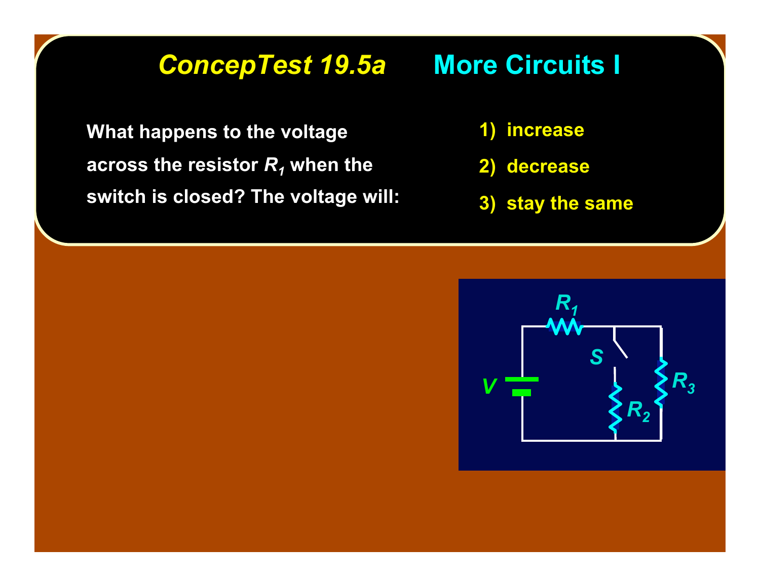# *ConcepTest 19.5a* More Circuits I

What happens to the voltage across the resistor $R_1$ when the switch is closed? The voltage will:

1) increase
2) decrease
3) stay the same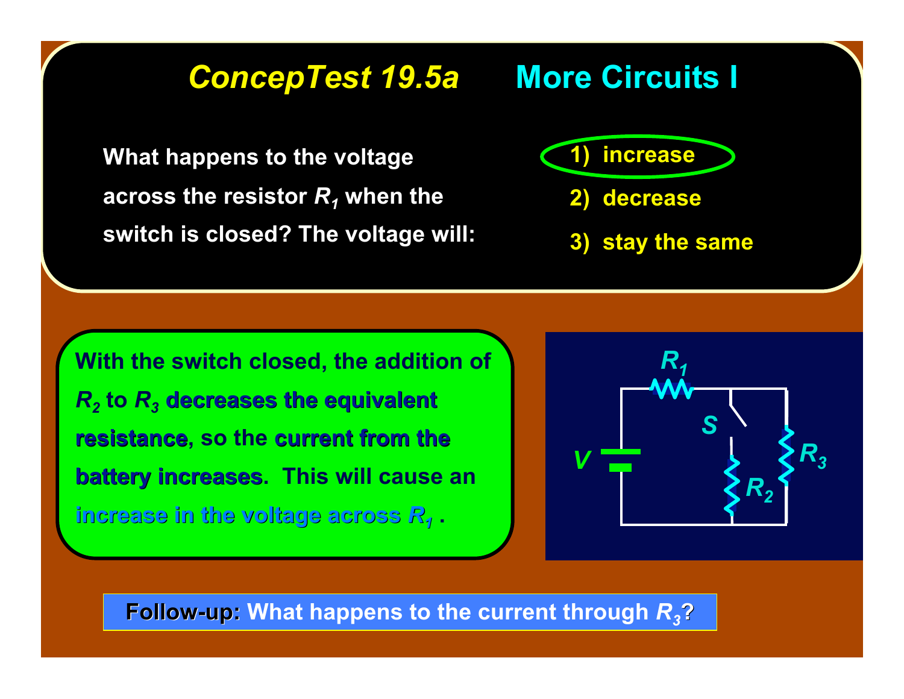# *ConcepTest 19.5a* More Circuits I

What happens to the voltage across the resistor $R_1$ when the switch is closed? The voltage will:

1) increase
2) decrease
3) stay the same

With the switch closed, the addition of $R_2$ to $R_3$ **decreases the equivalent resistance**, so the **current from the battery increases**. This will cause an **increase in the voltage across $R_1$**.

$R_1$, $S$, $V$, $R_2$, $R_3$

**Follow-up:** What happens to the current through $R_3$?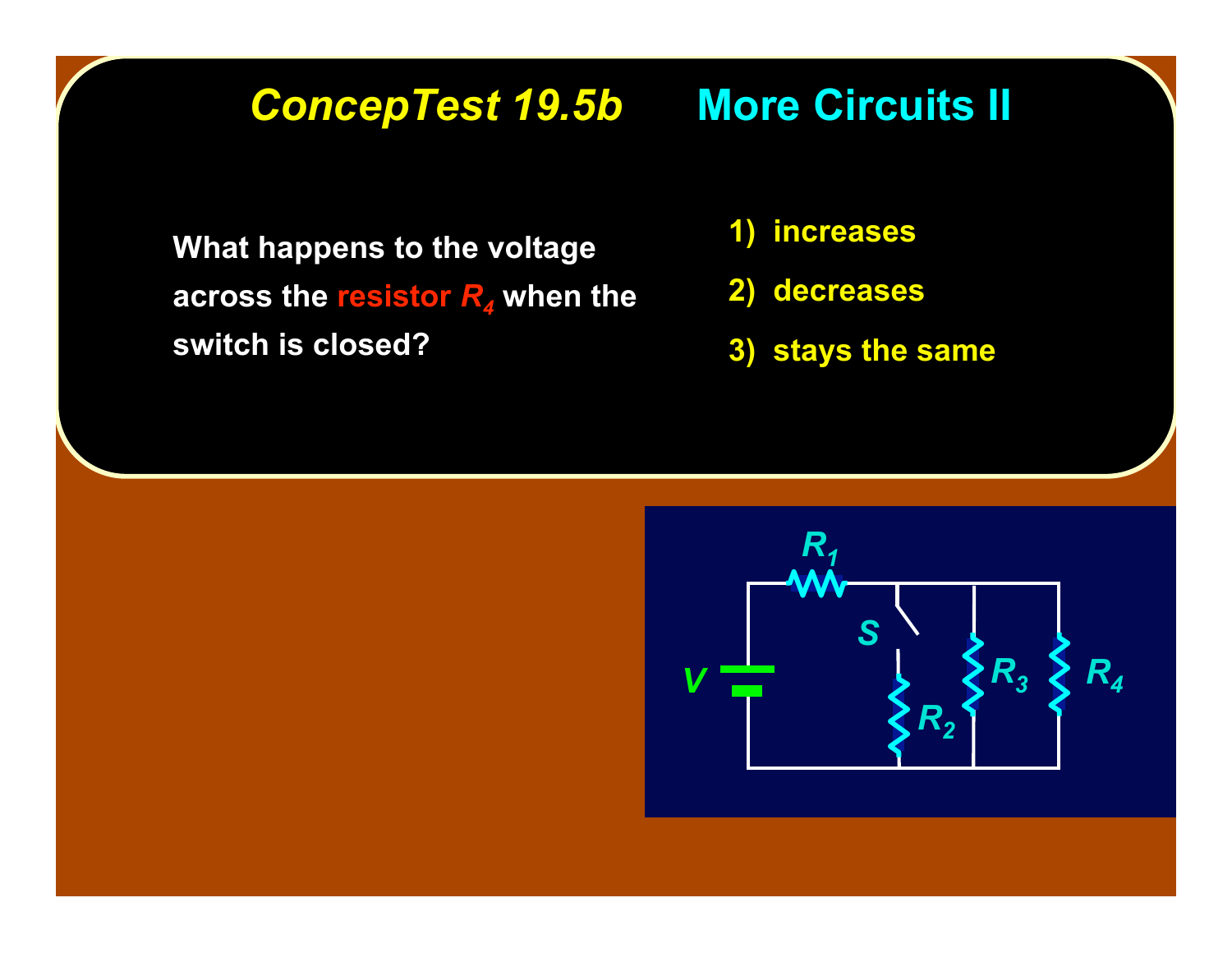# *ConcepTest 19.5b* More Circuits II

What happens to the voltage across the resistor $R_4$ when the switch is closed?

1) increases
2) decreases
3) stays the same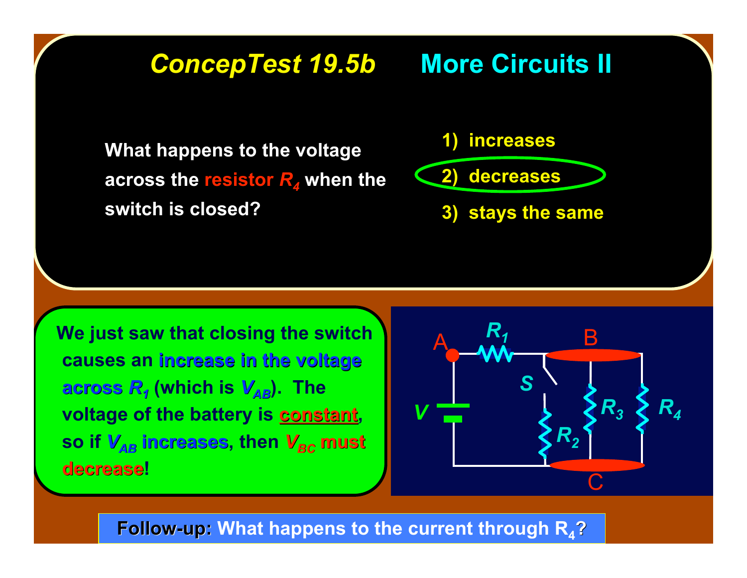# *ConcepTest 19.5b* More Circuits II

What happens to the voltage across the resistor $R_4$ when the switch is closed?

1) increases
2) decreases
3) stays the same

We just saw that closing the switch causes an **increase in the voltage across $R_1$** (which is $V_{AB}$). The voltage of the battery is **constant**, so if $V_{AB}$ **increases**, then $V_{BC}$ **must decrease**!

**Follow-up:** What happens to the current through $R_4$?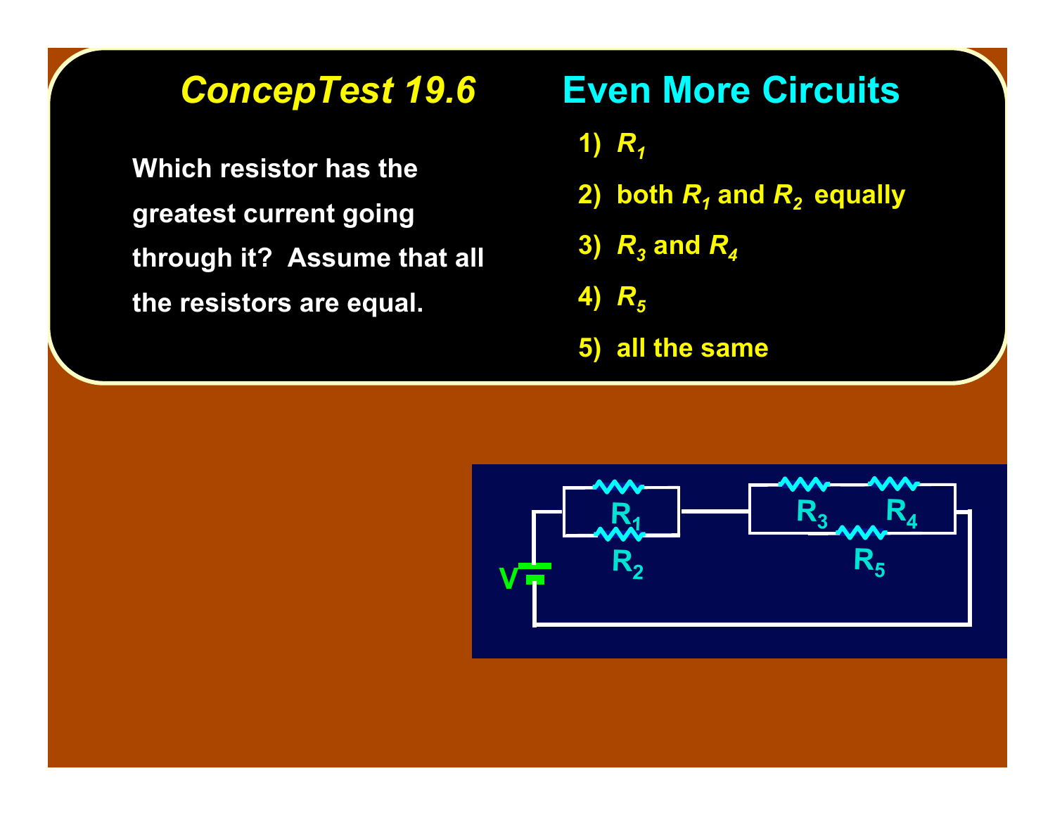## *ConcepTest 19.6* Even More Circuits

Which resistor has the greatest current going through it? Assume that all the resistors are equal.

1) $R_1$
2) both $R_1$ and $R_2$ equally
3) $R_3$ and $R_4$
4) $R_5$
5) all the same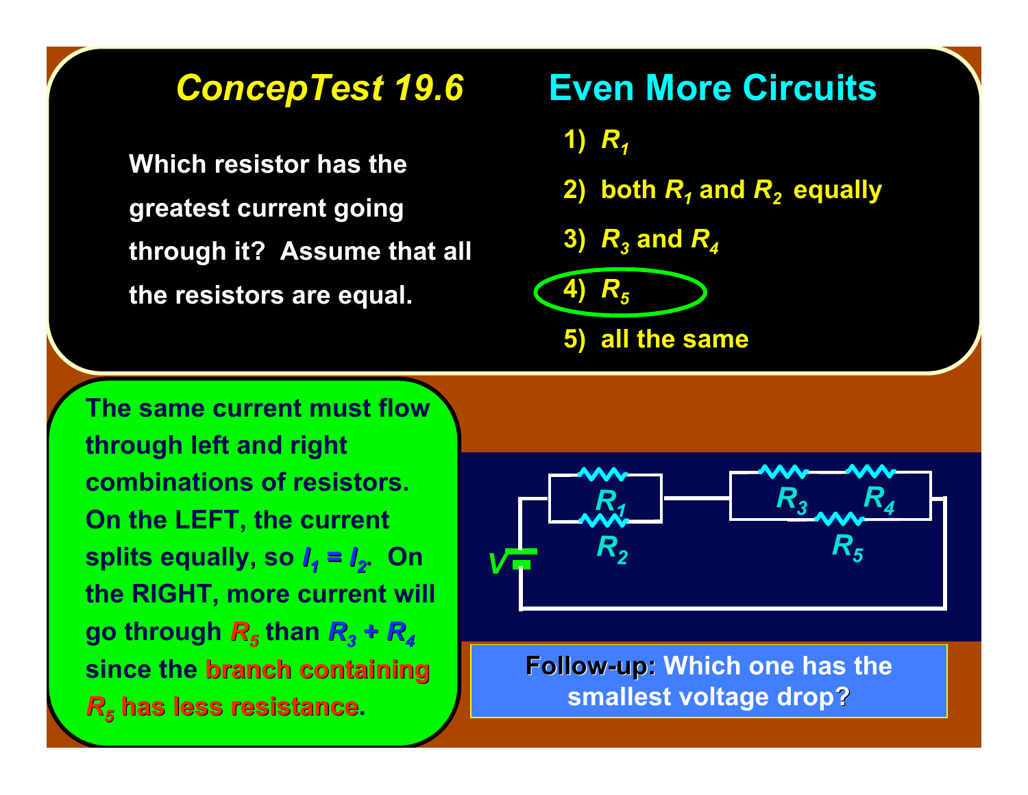## ConcepTest 19.6 Even More Circuits

Which resistor has the greatest current going through it? Assume that all the resistors are equal.

1) $R_1$
2) both $R_1$ and $R_2$ equally
3) $R_3$ and $R_4$
4) $R_5$
5) all the same

The same current must flow through left and right combinations of resistors. On the LEFT, the current splits equally, so $I_1 = I_2$. On the RIGHT, more current will go through $R_5$ than $R_3 + R_4$ since the **branch containing $R_5$ has less resistance**.

**Follow-up:** Which one has the smallest voltage drop?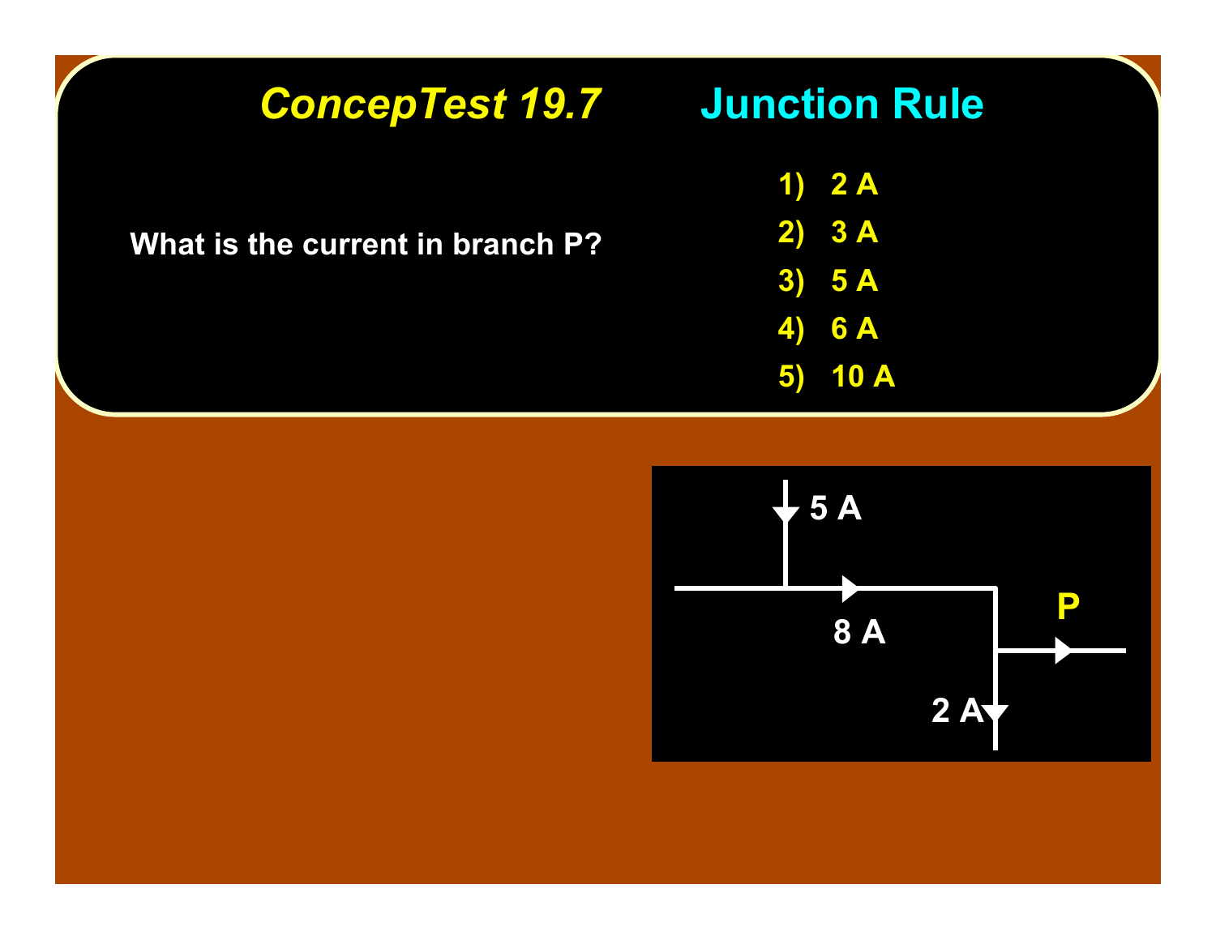## *ConcepTest 19.7* Junction Rule

What is the current in branch P?

1) 2 A
2) 3 A
3) 5 A
4) 6 A
5) 10 A

5 A

8 A

P

2 A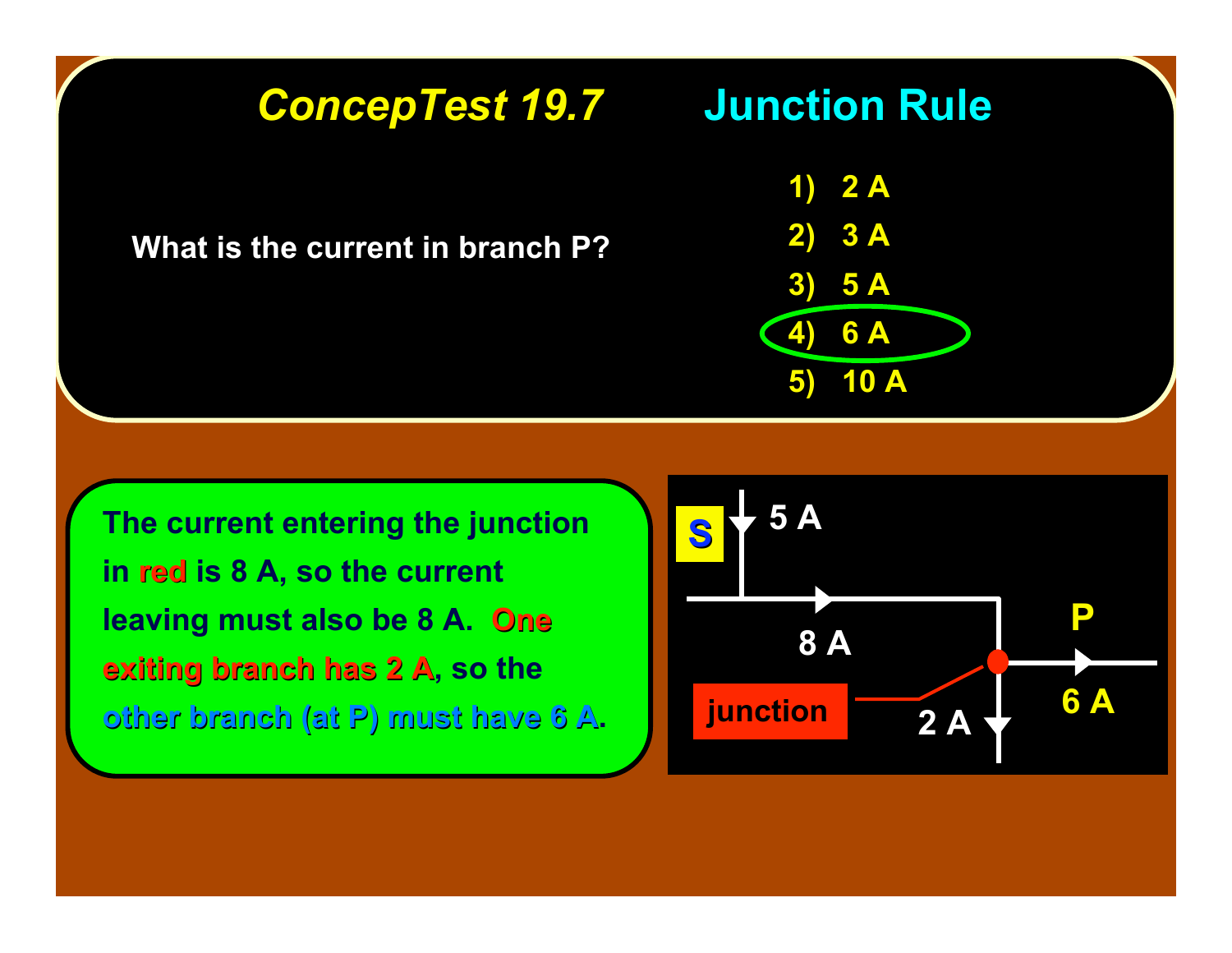# *ConcepTest 19.7* Junction Rule

What is the current in branch P?

1) 2 A
2) 3 A
3) 5 A
4) 6 A
5) 10 A

The current entering the junction in red is 8 A, so the current leaving must also be 8 A. One exiting branch has 2 A, so the other branch (at P) must have 6 A.

S

5 A

8 A

P

6 A

junction

2 A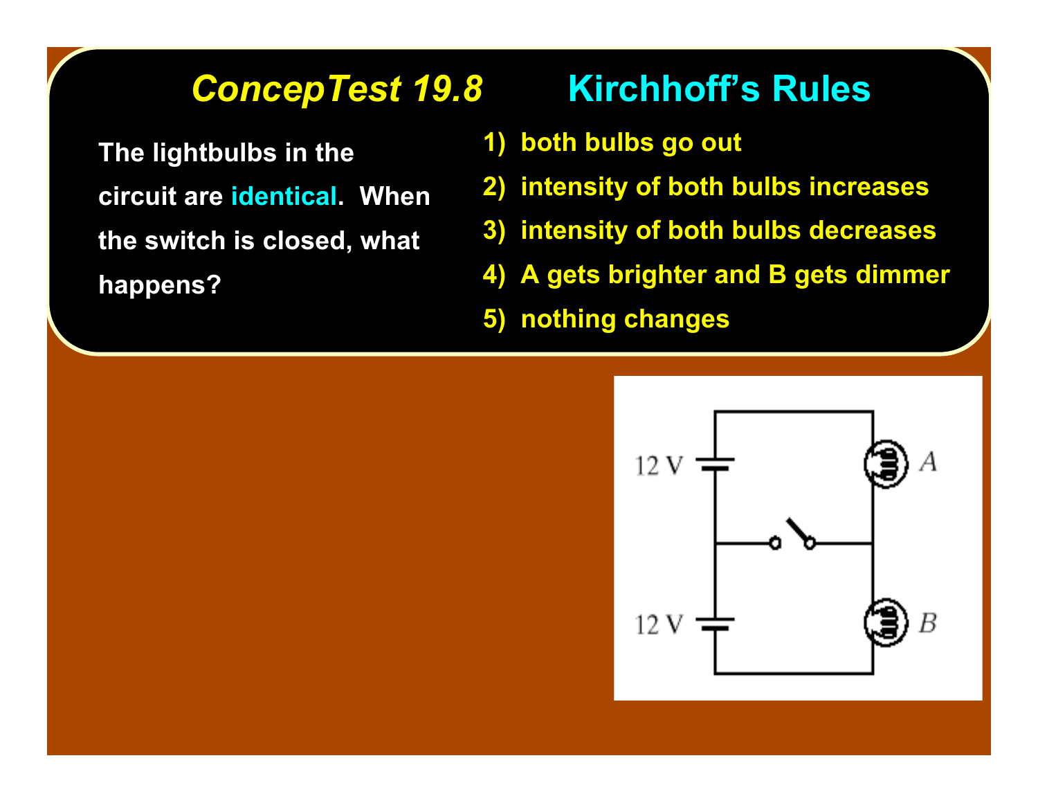# ConcepTest 19.8 Kirchhoff's Rules

The lightbulbs in the circuit are **identical**. When the switch is closed, what happens?

1) both bulbs go out
2) intensity of both bulbs increases
3) intensity of both bulbs decreases
4) A gets brighter and B gets dimmer
5) nothing changes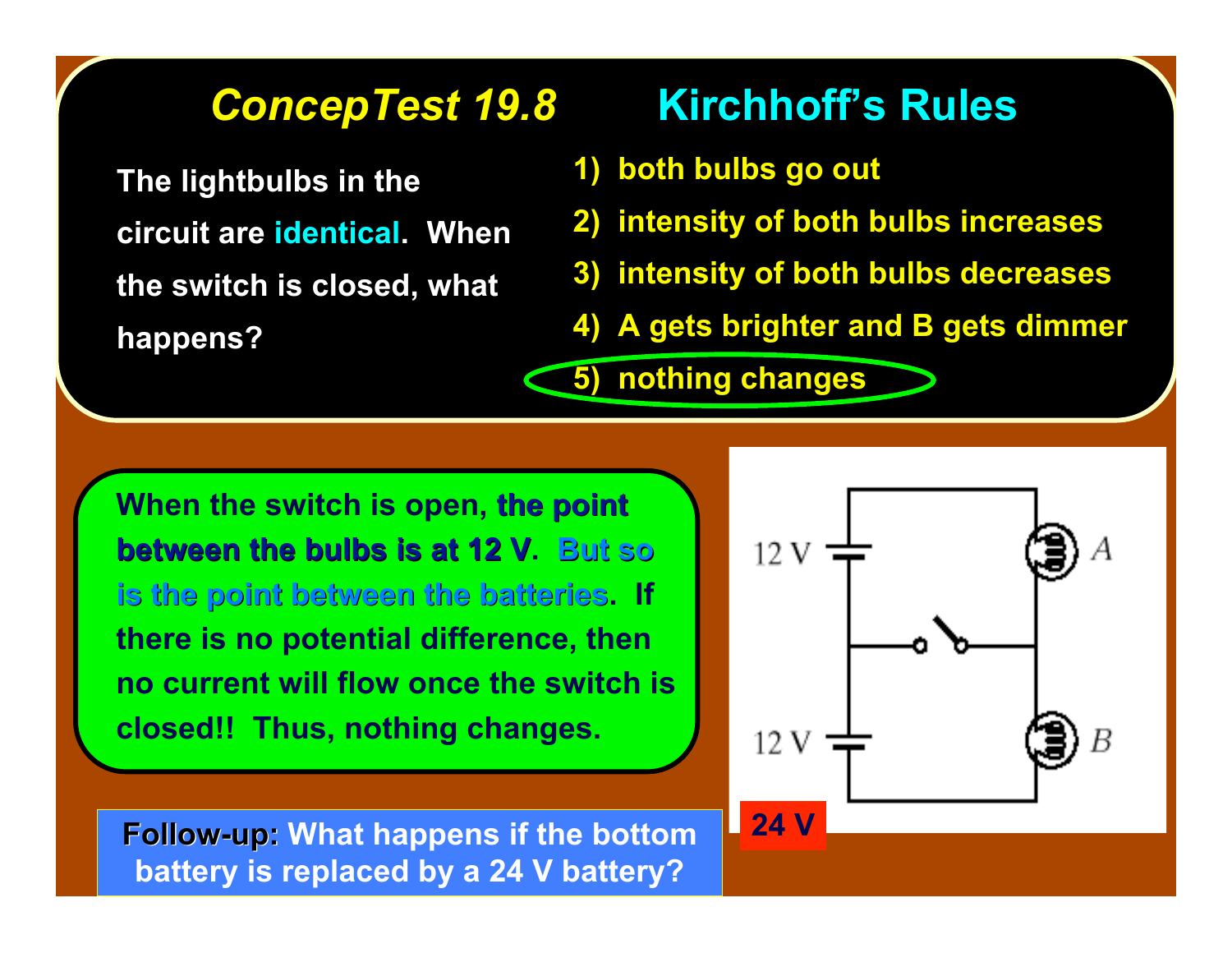# *ConcepTest 19.8* Kirchhoff's Rules

The lightbulbs in the circuit are identical. When the switch is closed, what happens?

1) both bulbs go out
2) intensity of both bulbs increases
3) intensity of both bulbs decreases
4) A gets brighter and B gets dimmer
5) nothing changes

When the switch is open, **the point between the bulbs is at 12 V**. **But so is the point between the batteries**. If there is no potential difference, then no current will flow once the switch is closed!! Thus, nothing changes.

12 V
12 V
A
B
24 V

**Follow-up:** What happens if the bottom battery is replaced by a 24 V battery?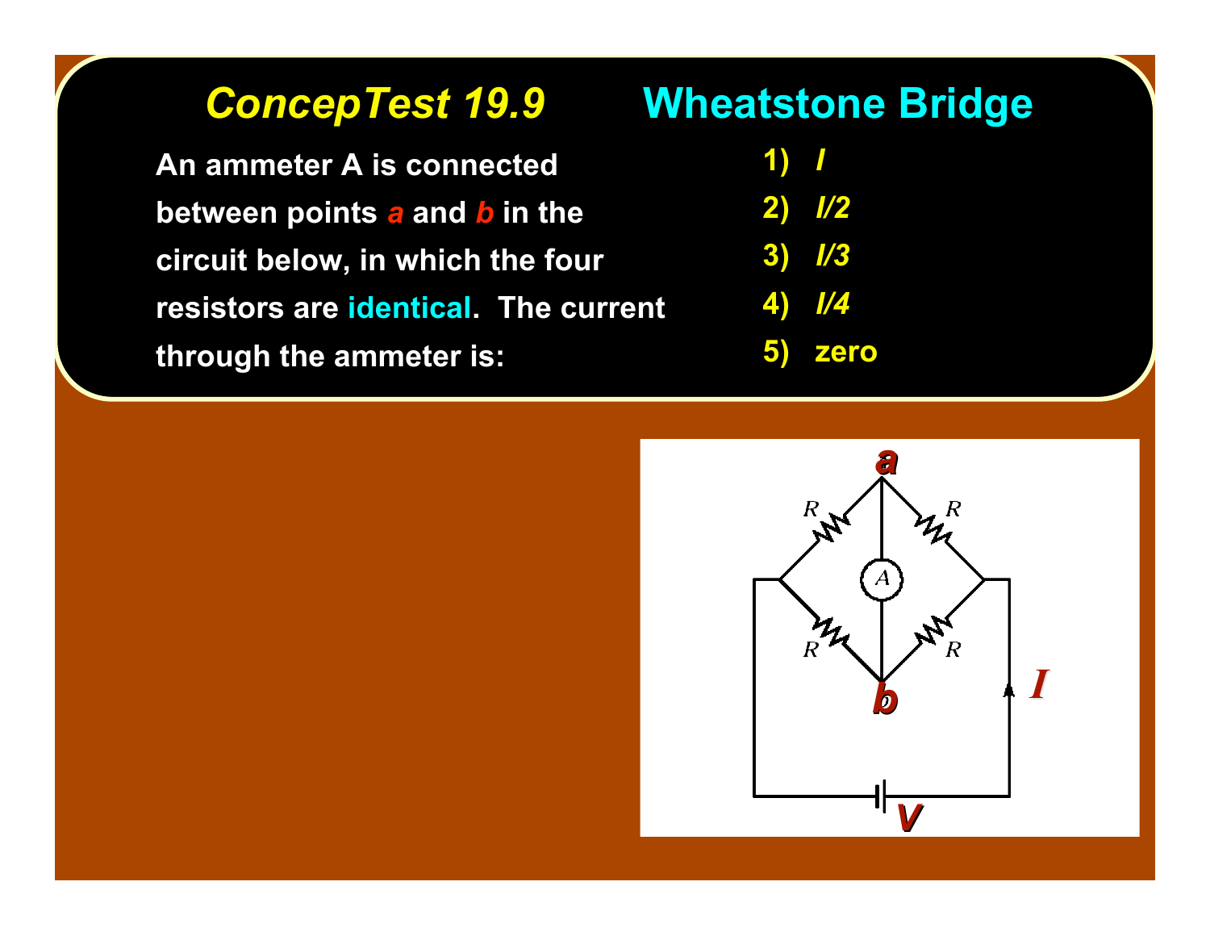## *ConcepTest 19.9* Wheatstone Bridge

An ammeter A is connected between points *a* and *b* in the circuit below, in which the four resistors are identical. The current through the ammeter is:

1) *I*
2) *I/2*
3) *I/3*
4) *I/4*
5) zero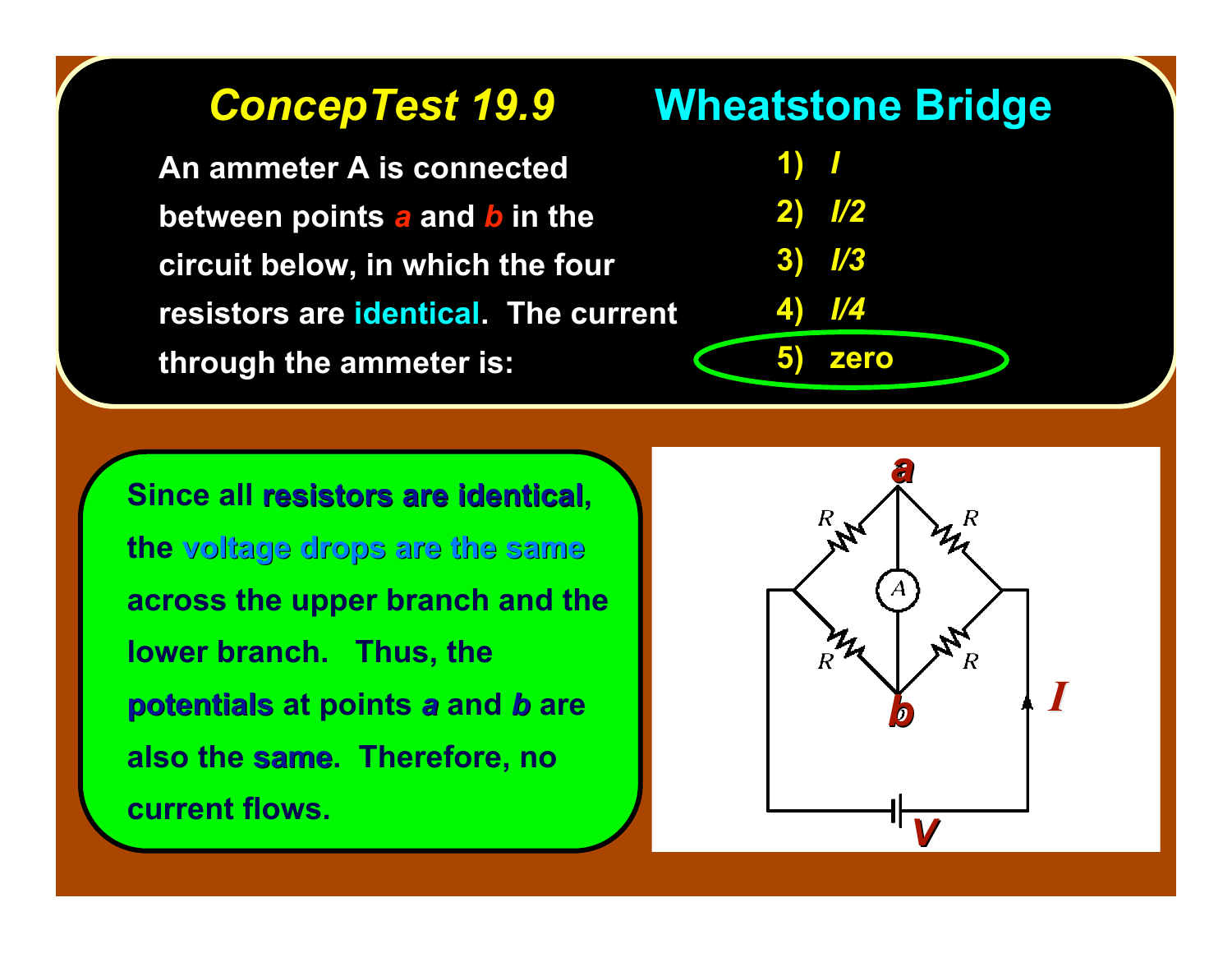# ConcepTest 19.9 Wheatstone Bridge

An ammeter A is connected between points *a* and *b* in the circuit below, in which the four resistors are identical. The current through the ammeter is:

1) *I*
2) *I*/2
3) *I*/3
4) *I*/4
5) zero

Since all **resistors are identical**, the **voltage drops are the same** across the upper branch and the lower branch. Thus, the **potentials** at points *a* and *b* are also the **same**. Therefore, no current flows.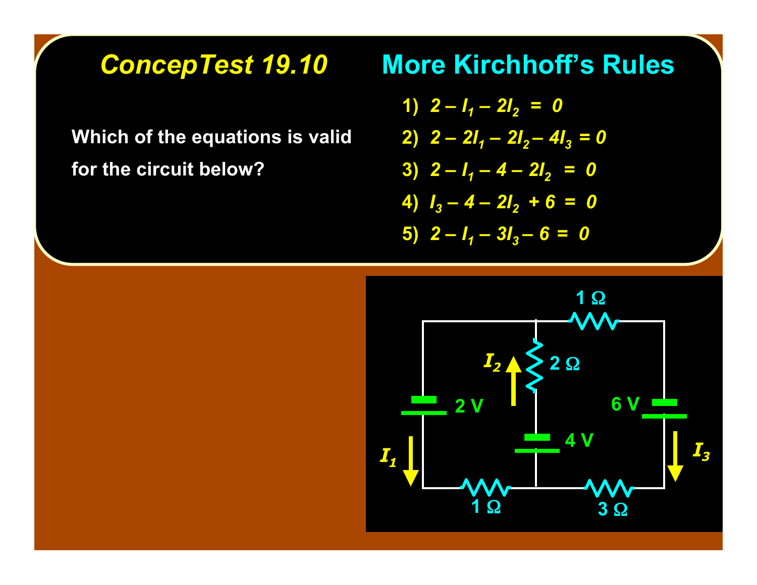## *ConcepTest 19.10* More Kirchhoff's Rules

Which of the equations is valid for the circuit below?

1) $2 - I_1 - 2I_2 = 0$
2) $2 - 2I_1 - 2I_2 - 4I_3 = 0$
3) $2 - I_1 - 4 - 2I_2 = 0$
4) $I_3 - 4 - 2I_2 + 6 = 0$
5) $2 - I_1 - 3I_3 - 6 = 0$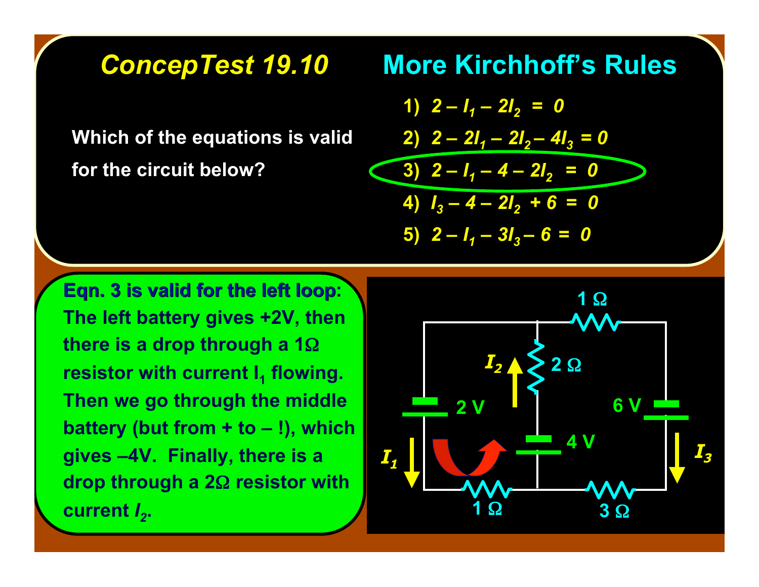## *ConcepTest 19.10* More Kirchhoff's Rules

Which of the equations is valid for the circuit below?

1) $2 - I_1 - 2I_2 = 0$
2) $2 - 2I_1 - 2I_2 - 4I_3 = 0$
3) $2 - I_1 - 4 - 2I_2 = 0$
4) $I_3 - 4 - 2I_2 + 6 = 0$
5) $2 - I_1 - 3I_3 - 6 = 0$

**Eqn. 3 is valid for the left loop**: The left battery gives +2V, then there is a drop through a 1Ω resistor with current $I_1$ flowing. Then we go through the middle battery (but from + to – !), which gives –4V. Finally, there is a drop through a 2Ω resistor with current $I_2$.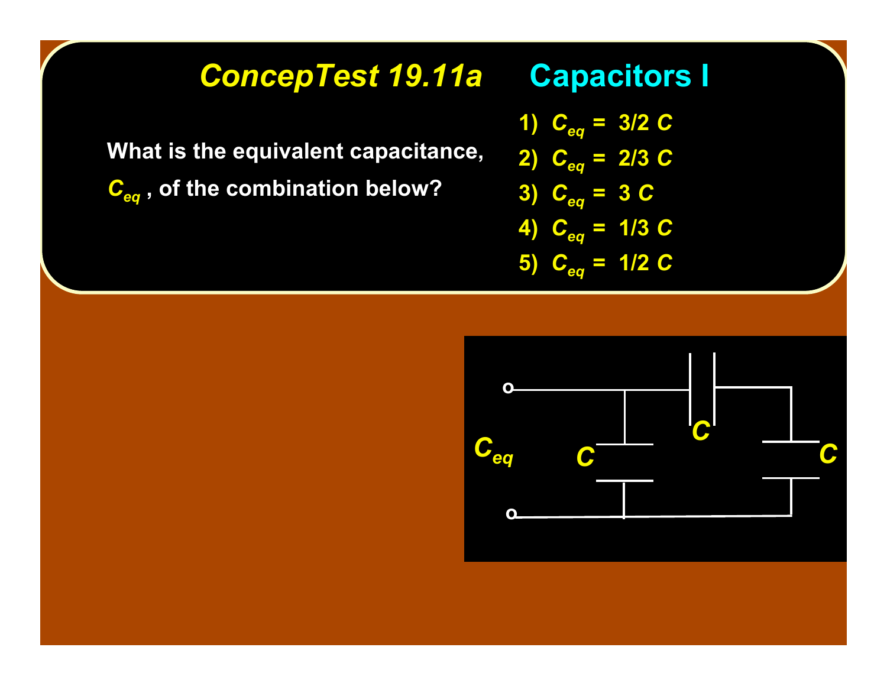# *ConcepTest 19.11a* Capacitors I

What is the equivalent capacitance, $C_{eq}$, of the combination below?

1) $C_{eq} = 3/2\ C$
2) $C_{eq} = 2/3\ C$
3) $C_{eq} = 3\ C$
4) $C_{eq} = 1/3\ C$
5) $C_{eq} = 1/2\ C$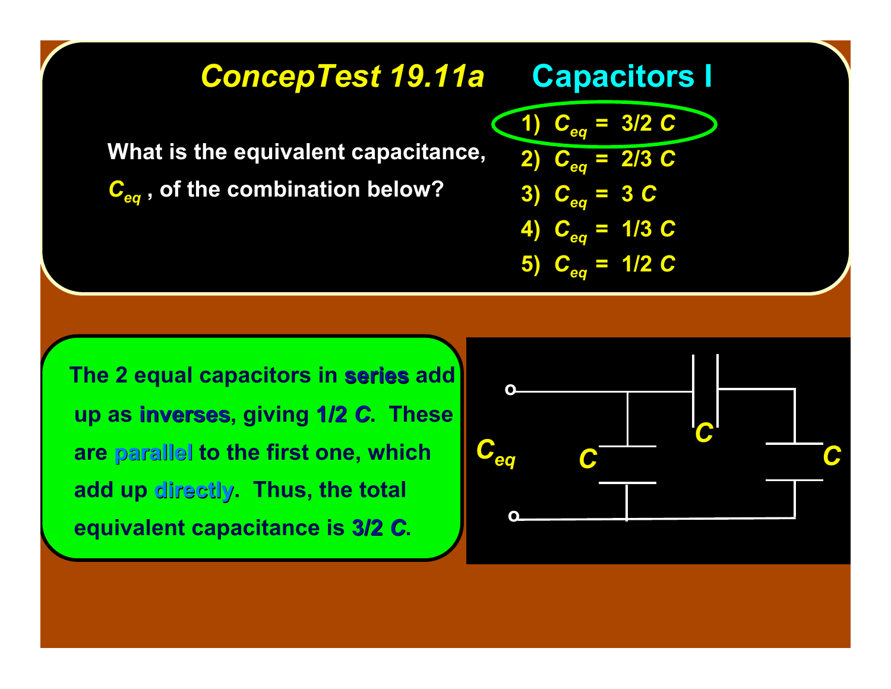# ConcepTest 19.11a Capacitors I

What is the equivalent capacitance, $C_{eq}$, of the combination below?

1) $C_{eq} = 3/2\ C$
2) $C_{eq} = 2/3\ C$
3) $C_{eq} = 3\ C$
4) $C_{eq} = 1/3\ C$
5) $C_{eq} = 1/2\ C$

The 2 equal capacitors in **series** add up as **inverses**, giving **1/2** $C$. These are **parallel** to the first one, which add up **directly**. Thus, the total equivalent capacitance is **3/2** $C$.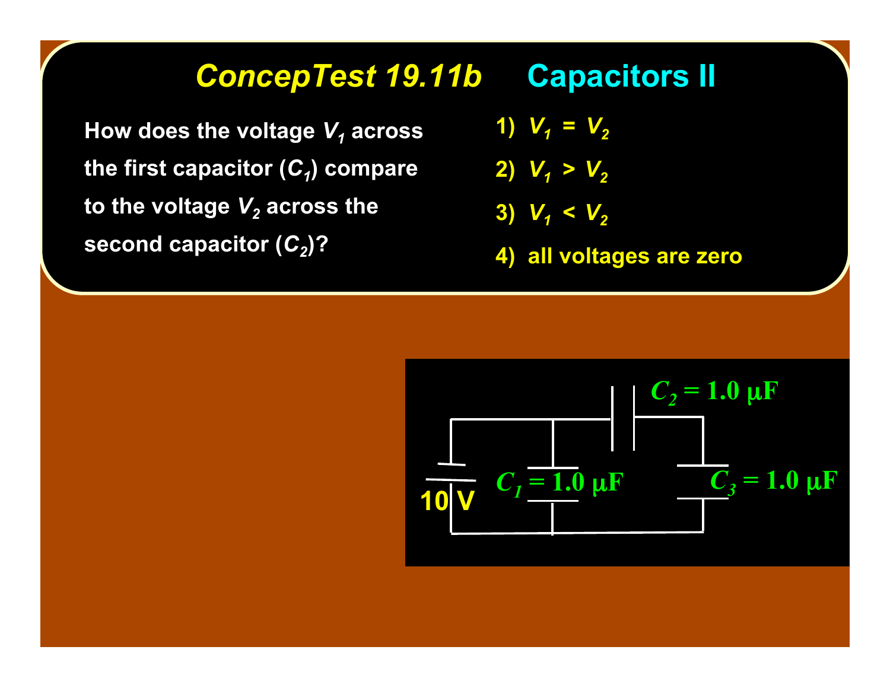# *ConcepTest 19.11b* Capacitors II

How does the voltage $V_1$ across the first capacitor ($C_1$) compare to the voltage $V_2$ across the second capacitor ($C_2$)?

1) $V_1 = V_2$

2) $V_1 > V_2$

3) $V_1 < V_2$

4) all voltages are zero

$C_2 = 1.0\ \mu F$

10 V

$C_1 = 1.0\ \mu F$

$C_3 = 1.0\ \mu F$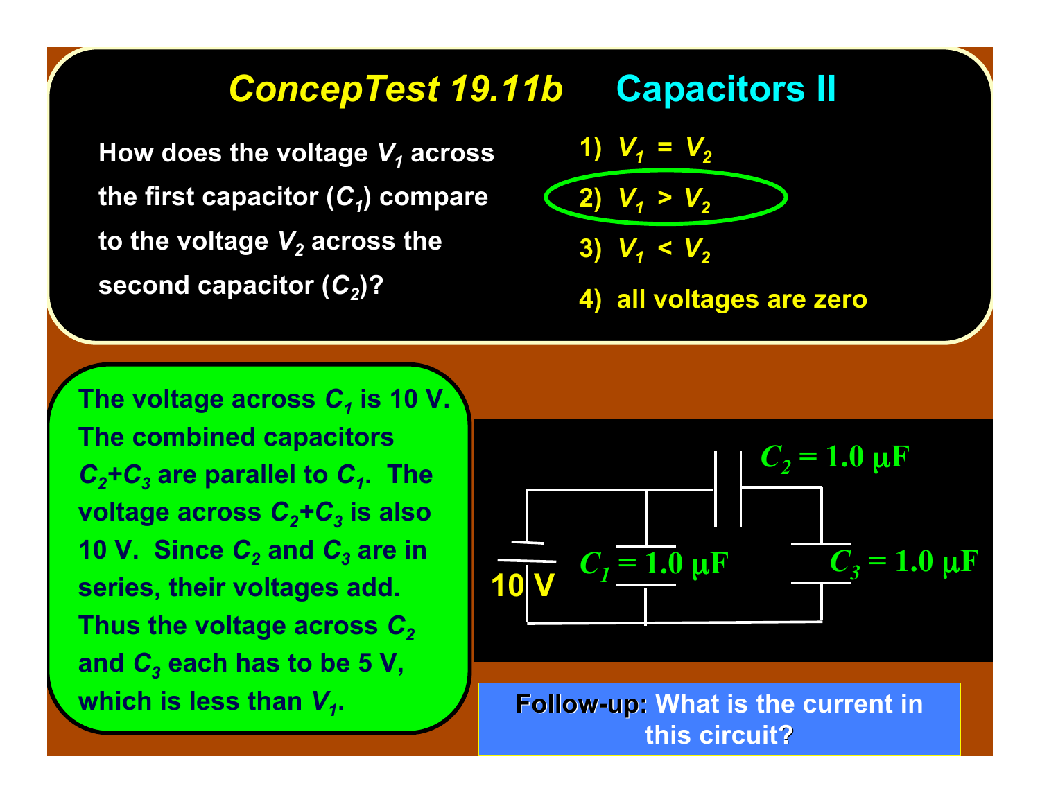# ConcepTest 19.11b Capacitors II

How does the voltage $V_1$ across the first capacitor ($C_1$) compare to the voltage $V_2$ across the second capacitor ($C_2$)?

1) $V_1 = V_2$
2) $V_1 > V_2$
3) $V_1 < V_2$
4) all voltages are zero

$C_2 = 1.0\ \mu F$

$C_1 = 1.0\ \mu F$

$C_3 = 1.0\ \mu F$

10 V

The voltage across $C_1$ is 10 V. The combined capacitors $C_2+C_3$ are parallel to $C_1$. The voltage across $C_2+C_3$ is also 10 V. Since $C_2$ and $C_3$ are in series, their voltages add. Thus the voltage across $C_2$ and $C_3$ each has to be 5 V, which is less than $V_1$.

**Follow-up:** What is the current in this circuit?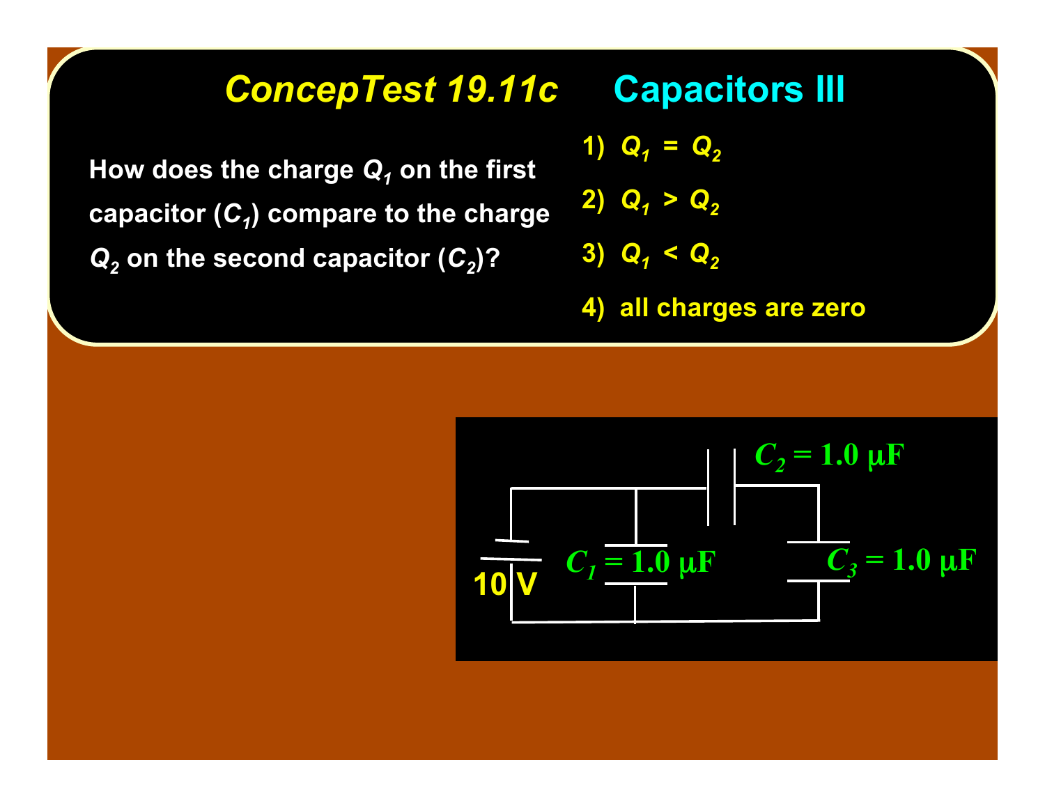# *ConcepTest 19.11c* Capacitors III

How does the charge $Q_1$ on the first capacitor ($C_1$) compare to the charge $Q_2$ on the second capacitor ($C_2$)?

1) $Q_1 = Q_2$

2) $Q_1 > Q_2$

3) $Q_1 < Q_2$

4) all charges are zero

$C_2 = 1.0\ \mu F$

$C_1 = 1.0\ \mu F$

$C_3 = 1.0\ \mu F$

10 V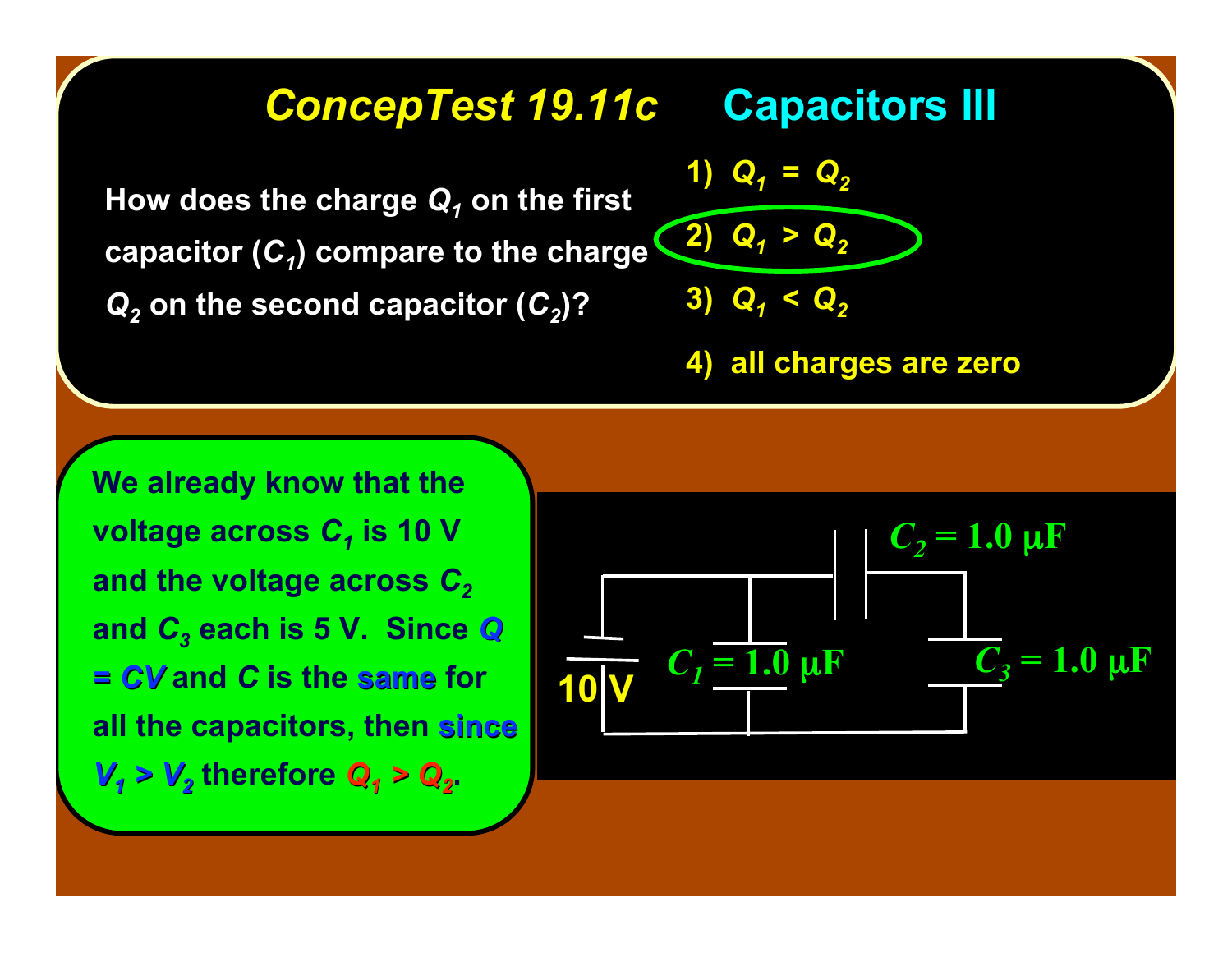# ConcepTest 19.11c Capacitors III

How does the charge $Q_1$ on the first capacitor ($C_1$) compare to the charge $Q_2$ on the second capacitor ($C_2$)?

1) $Q_1 = Q_2$
2) $Q_1 > Q_2$
3) $Q_1 < Q_2$
4) all charges are zero

We already know that the voltage across $C_1$ is 10 V and the voltage across $C_2$ and $C_3$ each is 5 V. Since $Q = CV$ and $C$ is the **same** for all the capacitors, then **since** $V_1 > V_2$ therefore $Q_1 > Q_2$.

$C_2 = 1.0\ \mu F$

$C_1 = 1.0\ \mu F$

$C_3 = 1.0\ \mu F$

10 V